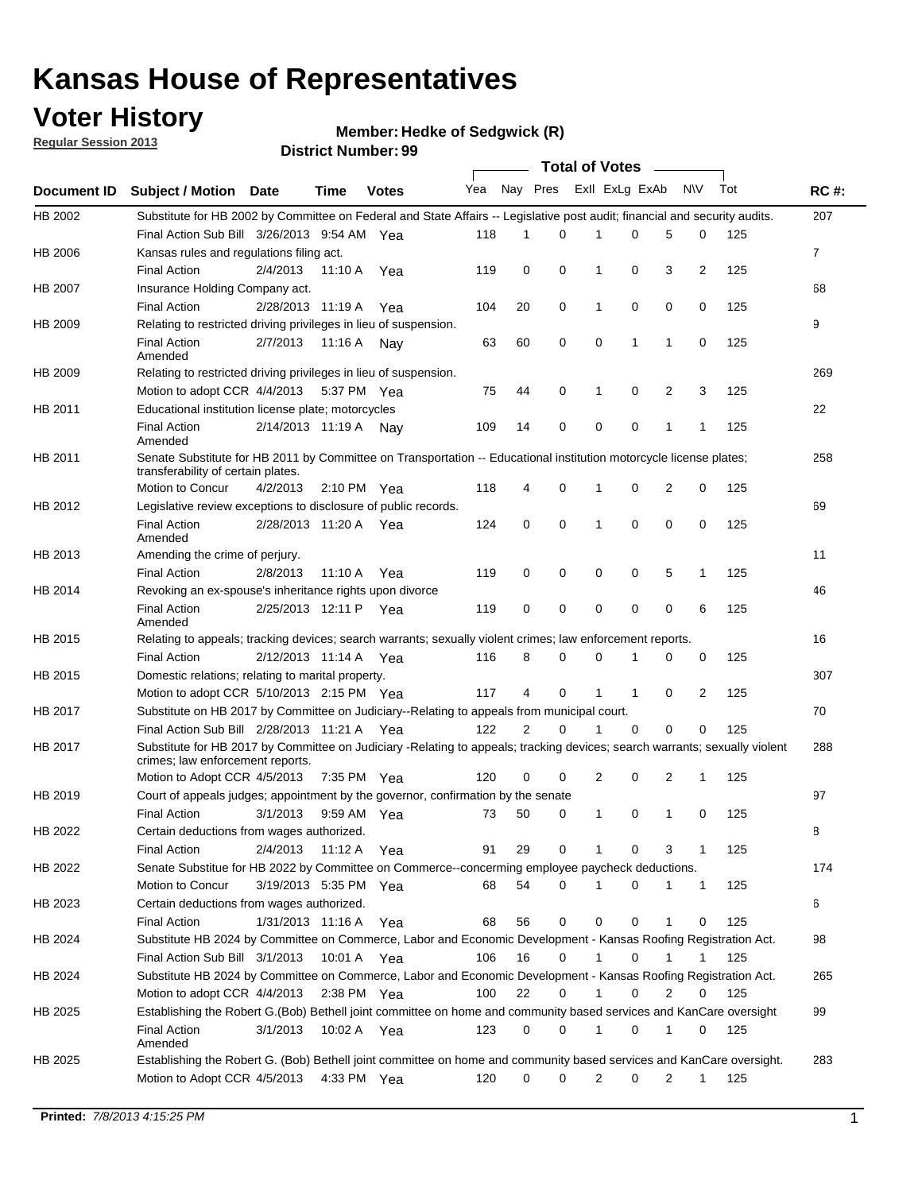# Kansas House of Representatives

## Voter History

**Regular Session 2013**

**Member: Hedke of Sedgwick (R)**

**District Number: 99**

| Document ID | Subject / Motion | Date | Time | Votes | Yea | Nay | Pres | ExII | ExLg | ExAb | N\V | Tot | RC #: |
|---|---|---|---|---|---|---|---|---|---|---|---|---|---|
| HB 2002 | Substitute for HB 2002 by Committee on Federal and State Affairs -- Legislative post audit; financial and security audits. | | | | | | | | | | | | 207 |
| | Final Action Sub Bill | 3/26/2013 | 9:54 AM | Yea | 118 | 1 | 0 | 1 | 0 | 5 | 0 | 125 | |
| HB 2006 | Kansas rules and regulations filing act. | | | | | | | | | | | | 7 |
| | Final Action | 2/4/2013 | 11:10 A | Yea | 119 | 0 | 0 | 1 | 0 | 3 | 2 | 125 | |
| HB 2007 | Insurance Holding Company act. | | | | | | | | | | | | 68 |
| | Final Action | 2/28/2013 | 11:19 A | Yea | 104 | 20 | 0 | 1 | 0 | 0 | 0 | 125 | |
| HB 2009 | Relating to restricted driving privileges in lieu of suspension. | | | | | | | | | | | | 9 |
| | Final Action Amended | 2/7/2013 | 11:16 A | Nay | 63 | 60 | 0 | 0 | 1 | 1 | 0 | 125 | |
| HB 2009 | Relating to restricted driving privileges in lieu of suspension. | | | | | | | | | | | | 269 |
| | Motion to adopt CCR | 4/4/2013 | 5:37 PM | Yea | 75 | 44 | 0 | 1 | 0 | 2 | 3 | 125 | |
| HB 2011 | Educational institution license plate; motorcycles | | | | | | | | | | | | 22 |
| | Final Action Amended | 2/14/2013 | 11:19 A | Nay | 109 | 14 | 0 | 0 | 0 | 1 | 1 | 125 | |
| HB 2011 | Senate Substitute for HB 2011 by Committee on Transportation -- Educational institution motorcycle license plates; transferability of certain plates. | | | | | | | | | | | | 258 |
| | Motion to Concur | 4/2/2013 | 2:10 PM | Yea | 118 | 4 | 0 | 1 | 0 | 2 | 0 | 125 | |
| HB 2012 | Legislative review exceptions to disclosure of public records. | | | | | | | | | | | | 69 |
| | Final Action Amended | 2/28/2013 | 11:20 A | Yea | 124 | 0 | 0 | 1 | 0 | 0 | 0 | 125 | |
| HB 2013 | Amending the crime of perjury. | | | | | | | | | | | | 11 |
| | Final Action | 2/8/2013 | 11:10 A | Yea | 119 | 0 | 0 | 0 | 0 | 5 | 1 | 125 | |
| HB 2014 | Revoking an ex-spouse's inheritance rights upon divorce | | | | | | | | | | | | 46 |
| | Final Action Amended | 2/25/2013 | 12:11 P | Yea | 119 | 0 | 0 | 0 | 0 | 0 | 6 | 125 | |
| HB 2015 | Relating to appeals; tracking devices; search warrants; sexually violent crimes; law enforcement reports. | | | | | | | | | | | | 16 |
| | Final Action | 2/12/2013 | 11:14 A | Yea | 116 | 8 | 0 | 0 | 1 | 0 | 0 | 125 | |
| HB 2015 | Domestic relations; relating to marital property. | | | | | | | | | | | | 307 |
| | Motion to adopt CCR | 5/10/2013 | 2:15 PM | Yea | 117 | 4 | 0 | 1 | 1 | 0 | 2 | 125 | |
| HB 2017 | Substitute on HB 2017 by Committee on Judiciary--Relating to appeals from municipal court. | | | | | | | | | | | | 70 |
| | Final Action Sub Bill | 2/28/2013 | 11:21 A | Yea | 122 | 2 | 0 | 1 | 0 | 0 | 0 | 125 | |
| HB 2017 | Substitute for HB 2017 by Committee on Judiciary -Relating to appeals; tracking devices; search warrants; sexually violent crimes; law enforcement reports. | | | | | | | | | | | | 288 |
| | Motion to Adopt CCR | 4/5/2013 | 7:35 PM | Yea | 120 | 0 | 0 | 2 | 0 | 2 | 1 | 125 | |
| HB 2019 | Court of appeals judges; appointment by the governor, confirmation by the senate | | | | | | | | | | | | 97 |
| | Final Action | 3/1/2013 | 9:59 AM | Yea | 73 | 50 | 0 | 1 | 0 | 1 | 0 | 125 | |
| HB 2022 | Certain deductions from wages authorized. | | | | | | | | | | | | 8 |
| | Final Action | 2/4/2013 | 11:12 A | Yea | 91 | 29 | 0 | 1 | 0 | 3 | 1 | 125 | |
| HB 2022 | Senate Substitue for HB 2022 by Committee on Commerce--concerning employee paycheck deductions. | | | | | | | | | | | | 174 |
| | Motion to Concur | 3/19/2013 | 5:35 PM | Yea | 68 | 54 | 0 | 1 | 0 | 1 | 1 | 125 | |
| HB 2023 | Certain deductions from wages authorized. | | | | | | | | | | | | 6 |
| | Final Action | 1/31/2013 | 11:16 A | Yea | 68 | 56 | 0 | 0 | 0 | 1 | 0 | 125 | |
| HB 2024 | Substitute HB 2024 by Committee on Commerce, Labor and Economic Development - Kansas Roofing Registration Act. | | | | | | | | | | | | 98 |
| | Final Action Sub Bill | 3/1/2013 | 10:01 A | Yea | 106 | 16 | 0 | 1 | 0 | 1 | 1 | 125 | |
| HB 2024 | Substitute HB 2024 by Committee on Commerce, Labor and Economic Development - Kansas Roofing Registration Act. | | | | | | | | | | | | 265 |
| | Motion to adopt CCR | 4/4/2013 | 2:38 PM | Yea | 100 | 22 | 0 | 1 | 0 | 2 | 0 | 125 | |
| HB 2025 | Establishing the Robert G.(Bob) Bethell joint committee on home and community based services and KanCare oversight | | | | | | | | | | | | 99 |
| | Final Action Amended | 3/1/2013 | 10:02 A | Yea | 123 | 0 | 0 | 1 | 0 | 1 | 0 | 125 | |
| HB 2025 | Establishing the Robert G. (Bob) Bethell joint committee on home and community based services and KanCare oversight. | | | | | | | | | | | | 283 |
| | Motion to Adopt CCR | 4/5/2013 | 4:33 PM | Yea | 120 | 0 | 0 | 2 | 0 | 2 | 1 | 125 | |

**Printed:** *7/8/2013 4:15:25 PM*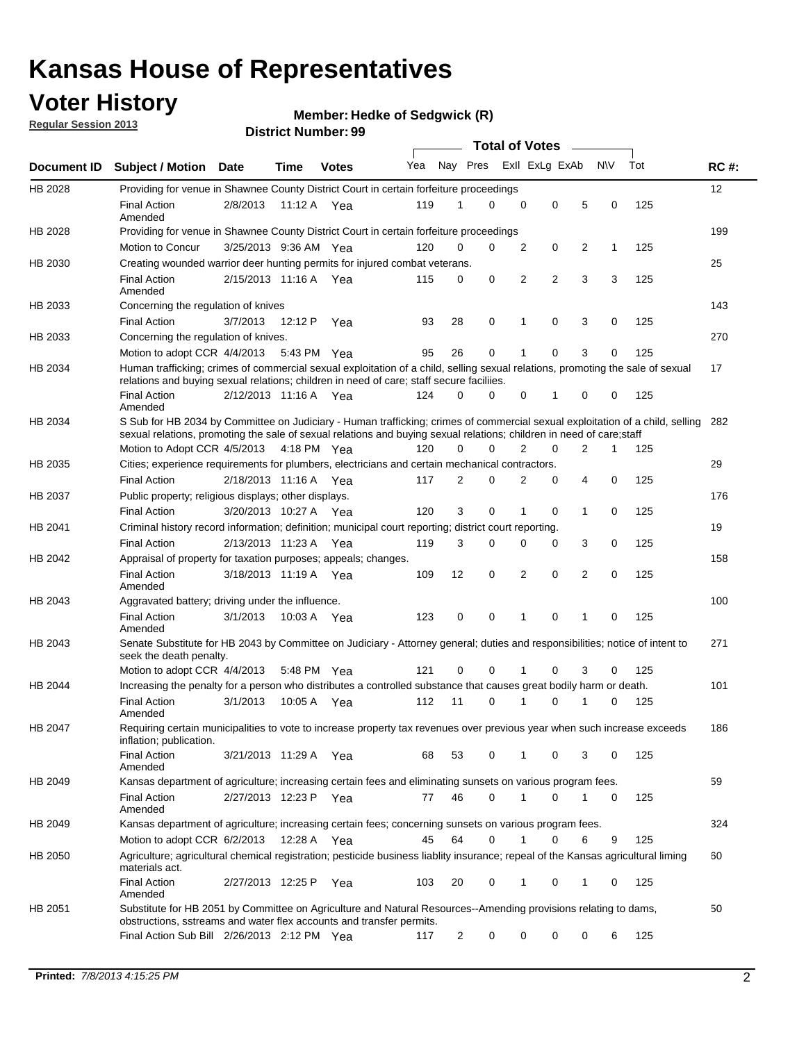# Kansas House of Representatives

## Voter History

**Regular Session 2013**

**Member: Hedke of Sedgwick (R)**

**District Number: 99**

| Document ID | Subject / Motion | Date | Time | Votes | Yea | Nay | Pres | ExII | ExLg | ExAb | N\V | Tot | RC #: |
|---|---|---|---|---|---|---|---|---|---|---|---|---|---|
| HB 2028 | Providing for venue in Shawnee County District Court in certain forfeiture proceedings | | | | | | | | | | | | 12 |
| | Final Action Amended | 2/8/2013 | 11:12 A | Yea | 119 | 1 | 0 | 0 | 0 | 5 | 0 | 125 | |
| HB 2028 | Providing for venue in Shawnee County District Court in certain forfeiture proceedings | | | | | | | | | | | | 199 |
| | Motion to Concur | 3/25/2013 | 9:36 AM | Yea | 120 | 0 | 0 | 2 | 0 | 2 | 1 | 125 | |
| HB 2030 | Creating wounded warrior deer hunting permits for injured combat veterans. | | | | | | | | | | | | 25 |
| | Final Action Amended | 2/15/2013 | 11:16 A | Yea | 115 | 0 | 0 | 2 | 2 | 3 | 3 | 125 | |
| HB 2033 | Concerning the regulation of knives | | | | | | | | | | | | 143 |
| | Final Action | 3/7/2013 | 12:12 P | Yea | 93 | 28 | 0 | 1 | 0 | 3 | 0 | 125 | |
| HB 2033 | Concerning the regulation of knives. | | | | | | | | | | | | 270 |
| | Motion to adopt CCR | 4/4/2013 | 5:43 PM | Yea | 95 | 26 | 0 | 1 | 0 | 3 | 0 | 125 | |
| HB 2034 | Human trafficking; crimes of commercial sexual exploitation of a child, selling sexual relations, promoting the sale of sexual relations and buying sexual relations; children in need of care; staff secure faciliies. | | | | | | | | | | | | 17 |
| | Final Action Amended | 2/12/2013 | 11:16 A | Yea | 124 | 0 | 0 | 0 | 1 | 0 | 0 | 125 | |
| HB 2034 | S Sub for HB 2034 by Committee on Judiciary - Human trafficking; crimes of commercial sexual exploitation of a child, selling sexual relations, promoting the sale of sexual relations and buying sexual relations; children in need of care;staff | | | | | | | | | | | | 282 |
| | Motion to Adopt CCR | 4/5/2013 | 4:18 PM | Yea | 120 | 0 | 0 | 2 | 0 | 2 | 1 | 125 | |
| HB 2035 | Cities; experience requirements for plumbers, electricians and certain mechanical contractors. | | | | | | | | | | | | 29 |
| | Final Action | 2/18/2013 | 11:16 A | Yea | 117 | 2 | 0 | 2 | 0 | 4 | 0 | 125 | |
| HB 2037 | Public property; religious displays; other displays. | | | | | | | | | | | | 176 |
| | Final Action | 3/20/2013 | 10:27 A | Yea | 120 | 3 | 0 | 1 | 0 | 1 | 0 | 125 | |
| HB 2041 | Criminal history record information; definition; municipal court reporting; district court reporting. | | | | | | | | | | | | 19 |
| | Final Action | 2/13/2013 | 11:23 A | Yea | 119 | 3 | 0 | 0 | 0 | 3 | 0 | 125 | |
| HB 2042 | Appraisal of property for taxation purposes; appeals; changes. | | | | | | | | | | | | 158 |
| | Final Action Amended | 3/18/2013 | 11:19 A | Yea | 109 | 12 | 0 | 2 | 0 | 2 | 0 | 125 | |
| HB 2043 | Aggravated battery; driving under the influence. | | | | | | | | | | | | 100 |
| | Final Action Amended | 3/1/2013 | 10:03 A | Yea | 123 | 0 | 0 | 1 | 0 | 1 | 0 | 125 | |
| HB 2043 | Senate Substitute for HB 2043 by Committee on Judiciary - Attorney general; duties and responsibilities; notice of intent to seek the death penalty. | | | | | | | | | | | | 271 |
| | Motion to adopt CCR | 4/4/2013 | 5:48 PM | Yea | 121 | 0 | 0 | 1 | 0 | 3 | 0 | 125 | |
| HB 2044 | Increasing the penalty for a person who distributes a controlled substance that causes great bodily harm or death. | | | | | | | | | | | | 101 |
| | Final Action Amended | 3/1/2013 | 10:05 A | Yea | 112 | 11 | 0 | 1 | 0 | 1 | 0 | 125 | |
| HB 2047 | Requiring certain municipalities to vote to increase property tax revenues over previous year when such increase exceeds inflation; publication. | | | | | | | | | | | | 186 |
| | Final Action Amended | 3/21/2013 | 11:29 A | Yea | 68 | 53 | 0 | 1 | 0 | 3 | 0 | 125 | |
| HB 2049 | Kansas department of agriculture; increasing certain fees and eliminating sunsets on various program fees. | | | | | | | | | | | | 59 |
| | Final Action Amended | 2/27/2013 | 12:23 P | Yea | 77 | 46 | 0 | 1 | 0 | 1 | 0 | 125 | |
| HB 2049 | Kansas department of agriculture; increasing certain fees; concerning sunsets on various program fees. | | | | | | | | | | | | 324 |
| | Motion to adopt CCR | 6/2/2013 | 12:28 A | Yea | 45 | 64 | 0 | 1 | 0 | 6 | 9 | 125 | |
| HB 2050 | Agriculture; agricultural chemical registration; pesticide business liablity insurance; repeal of the Kansas agricultural liming materials act. | | | | | | | | | | | | 60 |
| | Final Action Amended | 2/27/2013 | 12:25 P | Yea | 103 | 20 | 0 | 1 | 0 | 1 | 0 | 125 | |
| HB 2051 | Substitute for HB 2051 by Committee on Agriculture and Natural Resources--Amending provisions relating to dams, obstructions, sstreams and water flex accounts and transfer permits. | | | | | | | | | | | | 50 |
| | Final Action Sub Bill | 2/26/2013 | 2:12 PM | Yea | 117 | 2 | 0 | 0 | 0 | 0 | 6 | 125 | |

**Printed:** *7/8/2013 4:15:25 PM*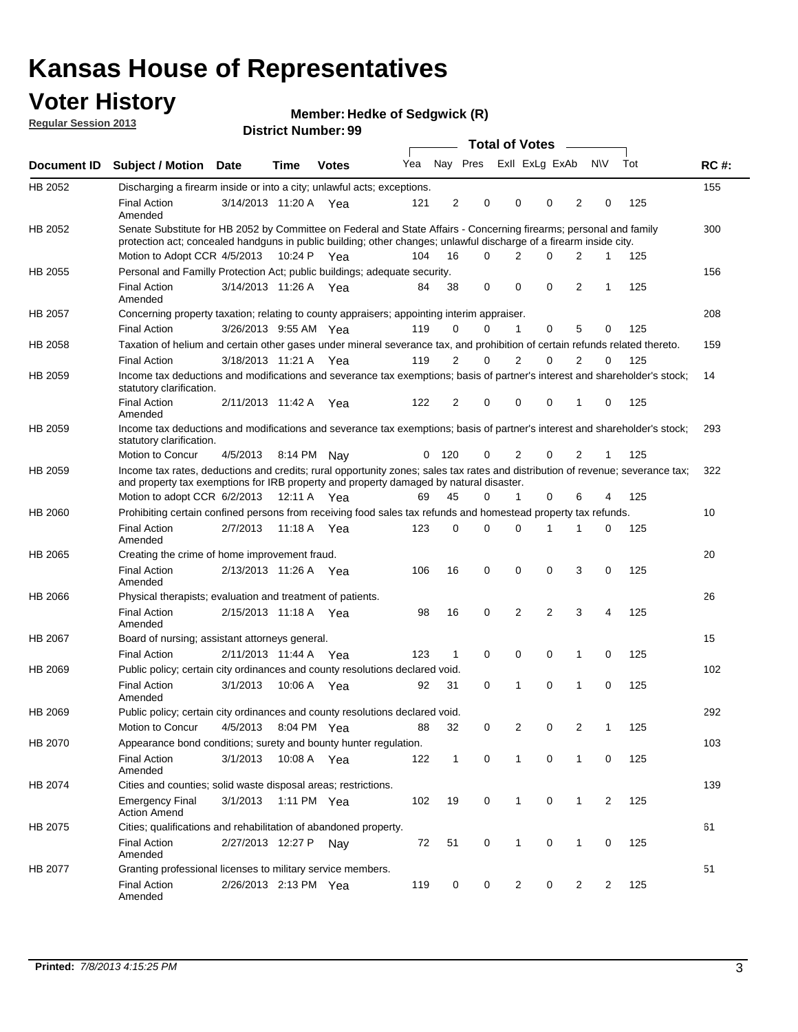# Kansas House of Representatives

## Voter History

**Regular Session 2013**

**Member: Hedke of Sedgwick (R)**

**District Number: 99**

| Document ID | Subject / Motion | Date | Time | Votes | Yea | Nay | Pres | ExII | ExLg | ExAb | N\V | Tot | RC #: |
|---|---|---|---|---|---|---|---|---|---|---|---|---|---|
| HB 2052 | Discharging a firearm inside or into a city; unlawful acts; exceptions. | | | | | | | | | | | | 155 |
| | Final Action Amended | 3/14/2013 | 11:20 A | Yea | 121 | 2 | 0 | 0 | 0 | 2 | 0 | 125 | |
| HB 2052 | Senate Substitute for HB 2052 by Committee on Federal and State Affairs - Concerning firearms; personal and family protection act; concealed handguns in public building; other changes; unlawful discharge of a firearm inside city. | | | | | | | | | | | | 300 |
| | Motion to Adopt CCR | 4/5/2013 | 10:24 P | Yea | 104 | 16 | 0 | 2 | 0 | 2 | 1 | 125 | |
| HB 2055 | Personal and Familly Protection Act; public buildings; adequate security. | | | | | | | | | | | | 156 |
| | Final Action Amended | 3/14/2013 | 11:26 A | Yea | 84 | 38 | 0 | 0 | 0 | 2 | 1 | 125 | |
| HB 2057 | Concerning property taxation; relating to county appraisers; appointing interim appraiser. | | | | | | | | | | | | 208 |
| | Final Action | 3/26/2013 | 9:55 AM | Yea | 119 | 0 | 0 | 1 | 0 | 5 | 0 | 125 | |
| HB 2058 | Taxation of helium and certain other gases under mineral severance tax, and prohibition of certain refunds related thereto. | | | | | | | | | | | | 159 |
| | Final Action | 3/18/2013 | 11:21 A | Yea | 119 | 2 | 0 | 2 | 0 | 2 | 0 | 125 | |
| HB 2059 | Income tax deductions and modifications and severance tax exemptions; basis of partner's interest and shareholder's stock; statutory clarification. | | | | | | | | | | | | 14 |
| | Final Action Amended | 2/11/2013 | 11:42 A | Yea | 122 | 2 | 0 | 0 | 0 | 1 | 0 | 125 | |
| HB 2059 | Income tax deductions and modifications and severance tax exemptions; basis of partner's interest and shareholder's stock; statutory clarification. | | | | | | | | | | | | 293 |
| | Motion to Concur | 4/5/2013 | 8:14 PM | Nay | 0 | 120 | 0 | 2 | 0 | 2 | 1 | 125 | |
| HB 2059 | Income tax rates, deductions and credits; rural opportunity zones; sales tax rates and distribution of revenue; severance tax; and property tax exemptions for IRB property and property damaged by natural disaster. | | | | | | | | | | | | 322 |
| | Motion to adopt CCR | 6/2/2013 | 12:11 A | Yea | 69 | 45 | 0 | 1 | 0 | 6 | 4 | 125 | |
| HB 2060 | Prohibiting certain confined persons from receiving food sales tax refunds and homestead property tax refunds. | | | | | | | | | | | | 10 |
| | Final Action Amended | 2/7/2013 | 11:18 A | Yea | 123 | 0 | 0 | 0 | 1 | 1 | 0 | 125 | |
| HB 2065 | Creating the crime of home improvement fraud. | | | | | | | | | | | | 20 |
| | Final Action Amended | 2/13/2013 | 11:26 A | Yea | 106 | 16 | 0 | 0 | 0 | 3 | 0 | 125 | |
| HB 2066 | Physical therapists; evaluation and treatment of patients. | | | | | | | | | | | | 26 |
| | Final Action Amended | 2/15/2013 | 11:18 A | Yea | 98 | 16 | 0 | 2 | 2 | 3 | 4 | 125 | |
| HB 2067 | Board of nursing; assistant attorneys general. | | | | | | | | | | | | 15 |
| | Final Action | 2/11/2013 | 11:44 A | Yea | 123 | 1 | 0 | 0 | 0 | 1 | 0 | 125 | |
| HB 2069 | Public policy; certain city ordinances and county resolutions declared void. | | | | | | | | | | | | 102 |
| | Final Action Amended | 3/1/2013 | 10:06 A | Yea | 92 | 31 | 0 | 1 | 0 | 1 | 0 | 125 | |
| HB 2069 | Public policy; certain city ordinances and county resolutions declared void. | | | | | | | | | | | | 292 |
| | Motion to Concur | 4/5/2013 | 8:04 PM | Yea | 88 | 32 | 0 | 2 | 0 | 2 | 1 | 125 | |
| HB 2070 | Appearance bond conditions; surety and bounty hunter regulation. | | | | | | | | | | | | 103 |
| | Final Action Amended | 3/1/2013 | 10:08 A | Yea | 122 | 1 | 0 | 1 | 0 | 1 | 0 | 125 | |
| HB 2074 | Cities and counties; solid waste disposal areas; restrictions. | | | | | | | | | | | | 139 |
| | Emergency Final Action Amend | 3/1/2013 | 1:11 PM | Yea | 102 | 19 | 0 | 1 | 0 | 1 | 2 | 125 | |
| HB 2075 | Cities; qualifications and rehabilitation of abandoned property. | | | | | | | | | | | | 61 |
| | Final Action Amended | 2/27/2013 | 12:27 P | Nay | 72 | 51 | 0 | 1 | 0 | 1 | 0 | 125 | |
| HB 2077 | Granting professional licenses to military service members. | | | | | | | | | | | | 51 |
| | Final Action Amended | 2/26/2013 | 2:13 PM | Yea | 119 | 0 | 0 | 2 | 0 | 2 | 2 | 125 | |

**Printed:** *7/8/2013 4:15:25 PM*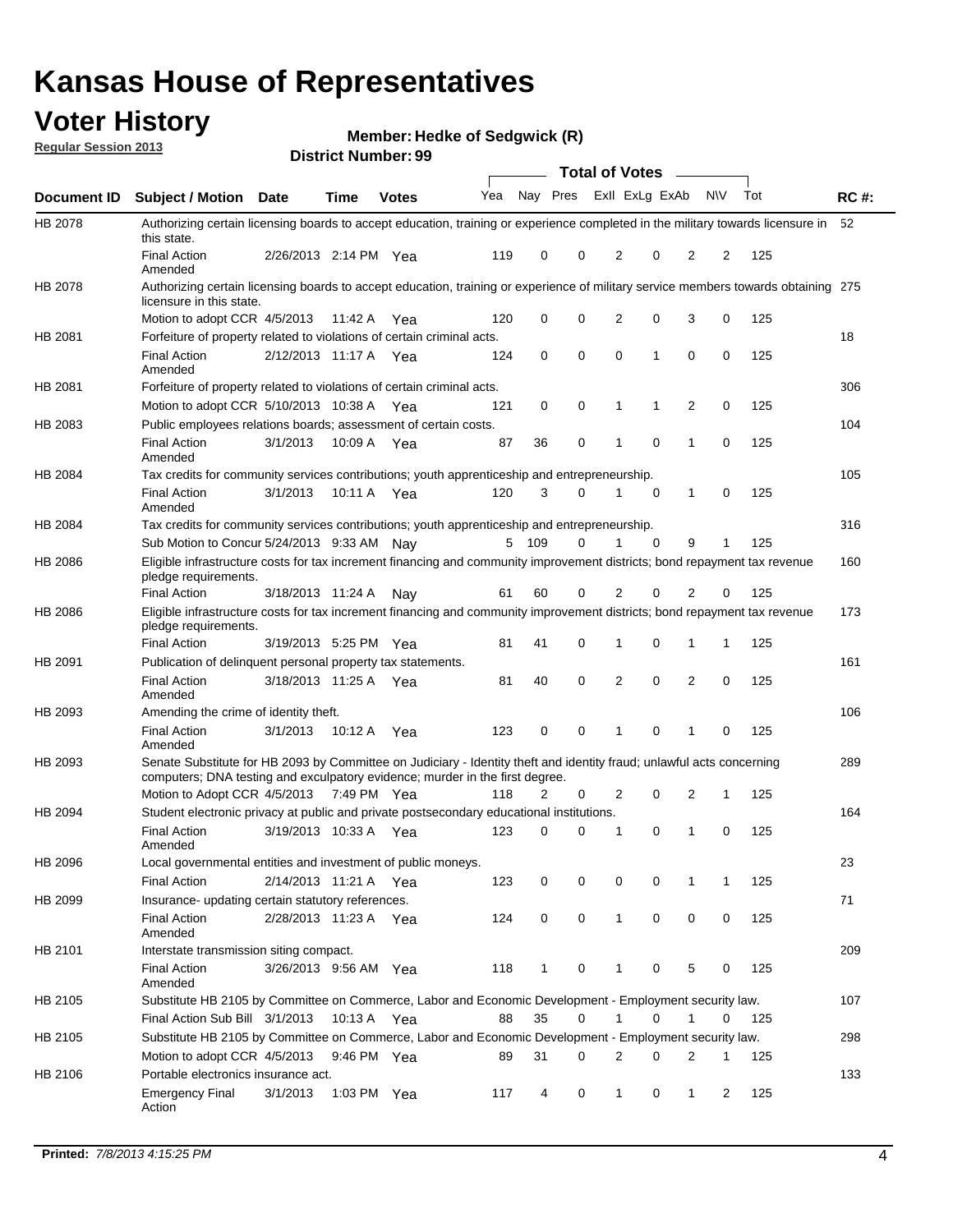# Kansas House of Representatives

## Voter History

**Regular Session 2013**

**Member: Hedke of Sedgwick (R)**

**District Number: 99**

| Document ID | Subject / Motion | Date | Time | Votes | Yea | Nay | Pres | ExII | ExLg | ExAb | N\V | Tot | RC #: |
|---|---|---|---|---|---|---|---|---|---|---|---|---|---|
| HB 2078 | Authorizing certain licensing boards to accept education, training or experience completed in the military towards licensure in this state. | | | | | | | | | | | | 52 |
| | Final Action Amended | 2/26/2013 | 2:14 PM | Yea | 119 | 0 | 0 | 2 | 0 | 2 | 2 | 125 | |
| HB 2078 | Authorizing certain licensing boards to accept education, training or experience of military service members towards obtaining licensure in this state. | | | | | | | | | | | | 275 |
| | Motion to adopt CCR | 4/5/2013 | 11:42 A | Yea | 120 | 0 | 0 | 2 | 0 | 3 | 0 | 125 | |
| HB 2081 | Forfeiture of property related to violations of certain criminal acts. | | | | | | | | | | | | 18 |
| | Final Action Amended | 2/12/2013 | 11:17 A | Yea | 124 | 0 | 0 | 0 | 1 | 0 | 0 | 125 | |
| HB 2081 | Forfeiture of property related to violations of certain criminal acts. | | | | | | | | | | | | 306 |
| | Motion to adopt CCR | 5/10/2013 | 10:38 A | Yea | 121 | 0 | 0 | 1 | 1 | 2 | 0 | 125 | |
| HB 2083 | Public employees relations boards; assessment of certain costs. | | | | | | | | | | | | 104 |
| | Final Action Amended | 3/1/2013 | 10:09 A | Yea | 87 | 36 | 0 | 1 | 0 | 1 | 0 | 125 | |
| HB 2084 | Tax credits for community services contributions; youth apprenticeship and entrepreneurship. | | | | | | | | | | | | 105 |
| | Final Action Amended | 3/1/2013 | 10:11 A | Yea | 120 | 3 | 0 | 1 | 0 | 1 | 0 | 125 | |
| HB 2084 | Tax credits for community services contributions; youth apprenticeship and entrepreneurship. | | | | | | | | | | | | 316 |
| | Sub Motion to Concur | 5/24/2013 | 9:33 AM | Nay | 5 | 109 | 0 | 1 | 0 | 9 | 1 | 125 | |
| HB 2086 | Eligible infrastructure costs for tax increment financing and community improvement districts; bond repayment tax revenue pledge requirements. | | | | | | | | | | | | 160 |
| | Final Action | 3/18/2013 | 11:24 A | Nay | 61 | 60 | 0 | 2 | 0 | 2 | 0 | 125 | |
| HB 2086 | Eligible infrastructure costs for tax increment financing and community improvement districts; bond repayment tax revenue pledge requirements. | | | | | | | | | | | | 173 |
| | Final Action | 3/19/2013 | 5:25 PM | Yea | 81 | 41 | 0 | 1 | 0 | 1 | 1 | 125 | |
| HB 2091 | Publication of delinquent personal property tax statements. | | | | | | | | | | | | 161 |
| | Final Action Amended | 3/18/2013 | 11:25 A | Yea | 81 | 40 | 0 | 2 | 0 | 2 | 0 | 125 | |
| HB 2093 | Amending the crime of identity theft. | | | | | | | | | | | | 106 |
| | Final Action Amended | 3/1/2013 | 10:12 A | Yea | 123 | 0 | 0 | 1 | 0 | 1 | 0 | 125 | |
| HB 2093 | Senate Substitute for HB 2093 by Committee on Judiciary - Identity theft and identity fraud; unlawful acts concerning computers; DNA testing and exculpatory evidence; murder in the first degree. | | | | | | | | | | | | 289 |
| | Motion to Adopt CCR | 4/5/2013 | 7:49 PM | Yea | 118 | 2 | 0 | 2 | 0 | 2 | 1 | 125 | |
| HB 2094 | Student electronic privacy at public and private postsecondary educational institutions. | | | | | | | | | | | | 164 |
| | Final Action Amended | 3/19/2013 | 10:33 A | Yea | 123 | 0 | 0 | 1 | 0 | 1 | 0 | 125 | |
| HB 2096 | Local governmental entities and investment of public moneys. | | | | | | | | | | | | 23 |
| | Final Action | 2/14/2013 | 11:21 A | Yea | 123 | 0 | 0 | 0 | 0 | 1 | 1 | 125 | |
| HB 2099 | Insurance- updating certain statutory references. | | | | | | | | | | | | 71 |
| | Final Action Amended | 2/28/2013 | 11:23 A | Yea | 124 | 0 | 0 | 1 | 0 | 0 | 0 | 125 | |
| HB 2101 | Interstate transmission siting compact. | | | | | | | | | | | | 209 |
| | Final Action Amended | 3/26/2013 | 9:56 AM | Yea | 118 | 1 | 0 | 1 | 0 | 5 | 0 | 125 | |
| HB 2105 | Substitute HB 2105 by Committee on Commerce, Labor and Economic Development - Employment security law. | | | | | | | | | | | | 107 |
| | Final Action Sub Bill | 3/1/2013 | 10:13 A | Yea | 88 | 35 | 0 | 1 | 0 | 1 | 0 | 125 | |
| HB 2105 | Substitute HB 2105 by Committee on Commerce, Labor and Economic Development - Employment security law. | | | | | | | | | | | | 298 |
| | Motion to adopt CCR | 4/5/2013 | 9:46 PM | Yea | 89 | 31 | 0 | 2 | 0 | 2 | 1 | 125 | |
| HB 2106 | Portable electronics insurance act. | | | | | | | | | | | | 133 |
| | Emergency Final Action | 3/1/2013 | 1:03 PM | Yea | 117 | 4 | 0 | 1 | 0 | 1 | 2 | 125 | |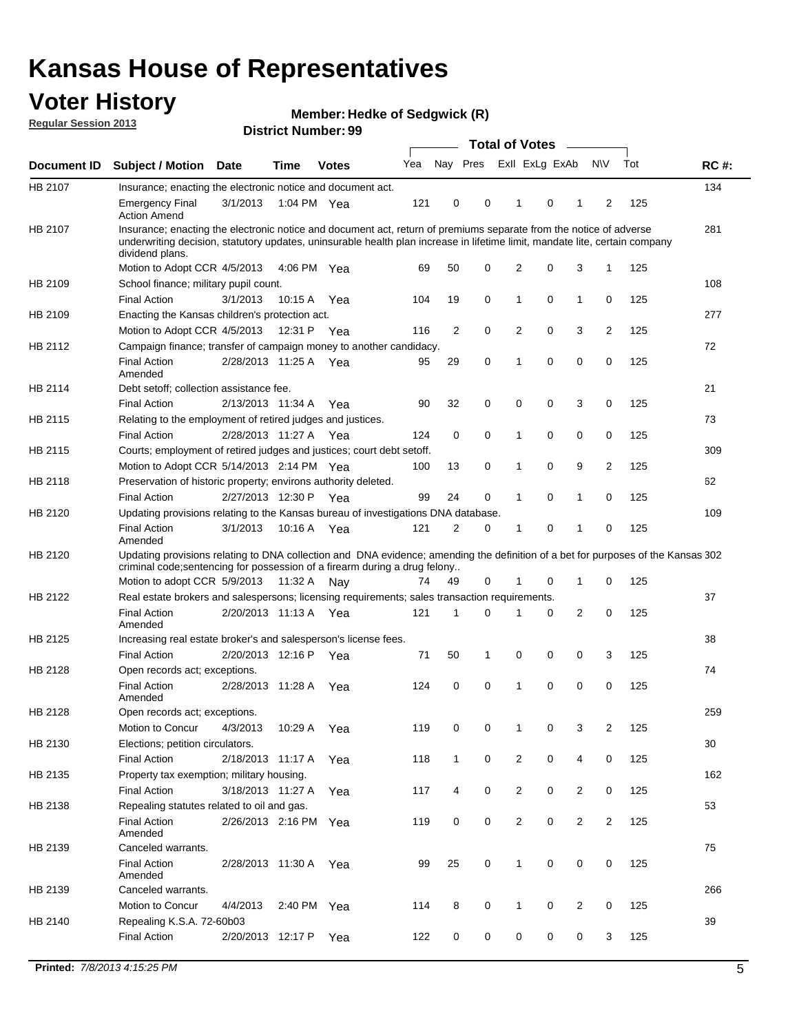# Kansas House of Representatives

## Voter History

**Regular Session 2013**

**Member: Hedke of Sedgwick (R)**

**District Number: 99**

| Document ID | Subject / Motion | Date | Time | Votes | Yea | Nay | Pres | ExII | ExLg | ExAb | N\V | Tot | RC #: |
|---|---|---|---|---|---|---|---|---|---|---|---|---|---|
| HB 2107 | Insurance; enacting the electronic notice and document act. | | | | | | | | | | | | 134 |
| | Emergency Final Action Amend | 3/1/2013 | 1:04 PM | Yea | 121 | 0 | 0 | 1 | 0 | 1 | 2 | 125 | |
| HB 2107 | Insurance; enacting the electronic notice and document act, return of premiums separate from the notice of adverse underwriting decision, statutory updates, uninsurable health plan increase in lifetime limit, mandate lite, certain company dividend plans. | | | | | | | | | | | | 281 |
| | Motion to Adopt CCR | 4/5/2013 | 4:06 PM | Yea | 69 | 50 | 0 | 2 | 0 | 3 | 1 | 125 | |
| HB 2109 | School finance; military pupil count. | | | | | | | | | | | | 108 |
| | Final Action | 3/1/2013 | 10:15 A | Yea | 104 | 19 | 0 | 1 | 0 | 1 | 0 | 125 | |
| HB 2109 | Enacting the Kansas children's protection act. | | | | | | | | | | | | 277 |
| | Motion to Adopt CCR | 4/5/2013 | 12:31 P | Yea | 116 | 2 | 0 | 2 | 0 | 3 | 2 | 125 | |
| HB 2112 | Campaign finance; transfer of campaign money to another candidacy. | | | | | | | | | | | | 72 |
| | Final Action Amended | 2/28/2013 | 11:25 A | Yea | 95 | 29 | 0 | 1 | 0 | 0 | 0 | 125 | |
| HB 2114 | Debt setoff; collection assistance fee. | | | | | | | | | | | | 21 |
| | Final Action | 2/13/2013 | 11:34 A | Yea | 90 | 32 | 0 | 0 | 0 | 3 | 0 | 125 | |
| HB 2115 | Relating to the employment of retired judges and justices. | | | | | | | | | | | | 73 |
| | Final Action | 2/28/2013 | 11:27 A | Yea | 124 | 0 | 0 | 1 | 0 | 0 | 0 | 125 | |
| HB 2115 | Courts; employment of retired judges and justices; court debt setoff. | | | | | | | | | | | | 309 |
| | Motion to Adopt CCR | 5/14/2013 | 2:14 PM | Yea | 100 | 13 | 0 | 1 | 0 | 9 | 2 | 125 | |
| HB 2118 | Preservation of historic property; environs authority deleted. | | | | | | | | | | | | 62 |
| | Final Action | 2/27/2013 | 12:30 P | Yea | 99 | 24 | 0 | 1 | 0 | 1 | 0 | 125 | |
| HB 2120 | Updating provisions relating to the Kansas bureau of investigations DNA database. | | | | | | | | | | | | 109 |
| | Final Action Amended | 3/1/2013 | 10:16 A | Yea | 121 | 2 | 0 | 1 | 0 | 1 | 0 | 125 | |
| HB 2120 | Updating provisions relating to DNA collection and DNA evidence; amending the definition of a bet for purposes of the Kansas criminal code;sentencing for possession of a firearm during a drug felony.. | | | | | | | | | | | | 302 |
| | Motion to adopt CCR | 5/9/2013 | 11:32 A | Nay | 74 | 49 | 0 | 1 | 0 | 1 | 0 | 125 | |
| HB 2122 | Real estate brokers and salespersons; licensing requirements; sales transaction requirements. | | | | | | | | | | | | 37 |
| | Final Action Amended | 2/20/2013 | 11:13 A | Yea | 121 | 1 | 0 | 1 | 0 | 2 | 0 | 125 | |
| HB 2125 | Increasing real estate broker's and salesperson's license fees. | | | | | | | | | | | | 38 |
| | Final Action | 2/20/2013 | 12:16 P | Yea | 71 | 50 | 1 | 0 | 0 | 0 | 3 | 125 | |
| HB 2128 | Open records act; exceptions. | | | | | | | | | | | | 74 |
| | Final Action Amended | 2/28/2013 | 11:28 A | Yea | 124 | 0 | 0 | 1 | 0 | 0 | 0 | 125 | |
| HB 2128 | Open records act; exceptions. | | | | | | | | | | | | 259 |
| | Motion to Concur | 4/3/2013 | 10:29 A | Yea | 119 | 0 | 0 | 1 | 0 | 3 | 2 | 125 | |
| HB 2130 | Elections; petition circulators. | | | | | | | | | | | | 30 |
| | Final Action | 2/18/2013 | 11:17 A | Yea | 118 | 1 | 0 | 2 | 0 | 4 | 0 | 125 | |
| HB 2135 | Property tax exemption; military housing. | | | | | | | | | | | | 162 |
| | Final Action | 3/18/2013 | 11:27 A | Yea | 117 | 4 | 0 | 2 | 0 | 2 | 0 | 125 | |
| HB 2138 | Repealing statutes related to oil and gas. | | | | | | | | | | | | 53 |
| | Final Action Amended | 2/26/2013 | 2:16 PM | Yea | 119 | 0 | 0 | 2 | 0 | 2 | 2 | 125 | |
| HB 2139 | Canceled warrants. | | | | | | | | | | | | 75 |
| | Final Action Amended | 2/28/2013 | 11:30 A | Yea | 99 | 25 | 0 | 1 | 0 | 0 | 0 | 125 | |
| HB 2139 | Canceled warrants. | | | | | | | | | | | | 266 |
| | Motion to Concur | 4/4/2013 | 2:40 PM | Yea | 114 | 8 | 0 | 1 | 0 | 2 | 0 | 125 | |
| HB 2140 | Repealing K.S.A. 72-60b03 | | | | | | | | | | | | 39 |
| | Final Action | 2/20/2013 | 12:17 P | Yea | 122 | 0 | 0 | 0 | 0 | 0 | 3 | 125 | |

**Printed:** 7/8/2013 4:15:25 PM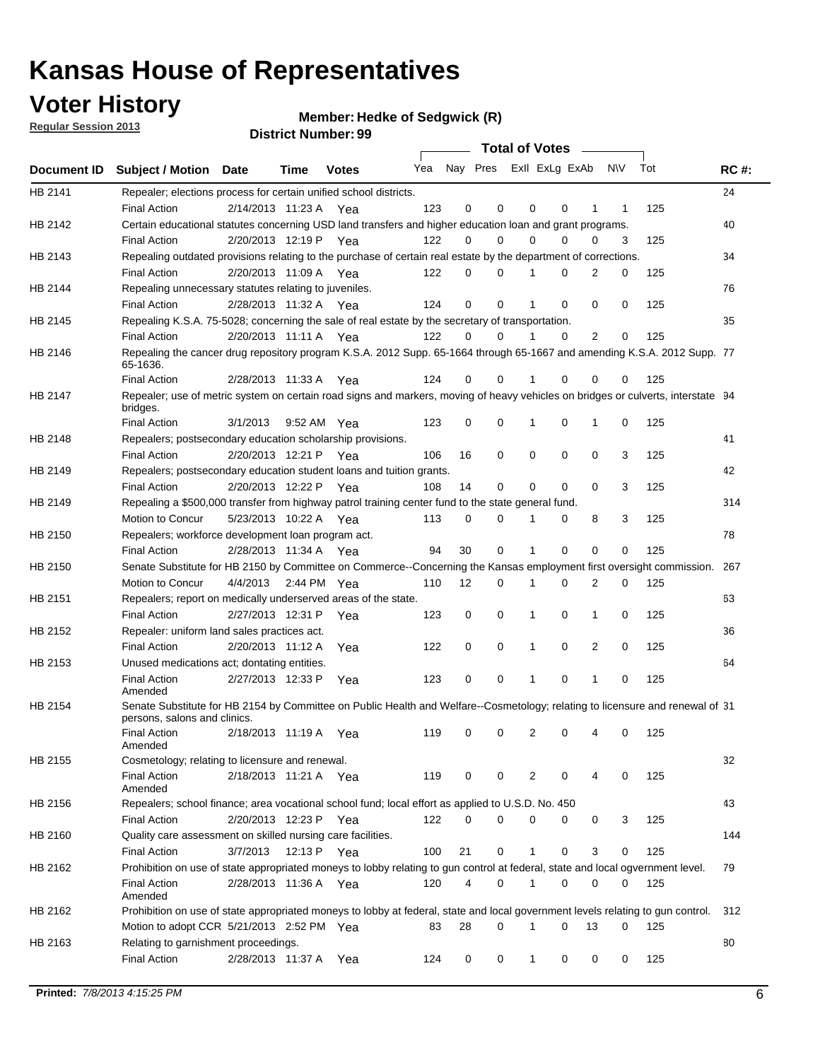# Kansas House of Representatives

## Voter History

**Regular Session 2013**

**Member: Hedke of Sedgwick (R)**

**District Number: 99**

| Document ID | Subject / Motion | Date | Time | Votes | Yea | Nay | Pres | ExII | ExLg | ExAb | N\V | Tot | RC #: |
|---|---|---|---|---|---|---|---|---|---|---|---|---|---|
| HB 2141 | Repealer; elections process for certain unified school districts. | | | | | | | | | | | | 24 |
| | Final Action | 2/14/2013 | 11:23 A | Yea | 123 | 0 | 0 | 0 | 0 | 1 | 1 | 125 | |
| HB 2142 | Certain educational statutes concerning USD land transfers and higher education loan and grant programs. | | | | | | | | | | | | 40 |
| | Final Action | 2/20/2013 | 12:19 P | Yea | 122 | 0 | 0 | 0 | 0 | 0 | 3 | 125 | |
| HB 2143 | Repealing outdated provisions relating to the purchase of certain real estate by the department of corrections. | | | | | | | | | | | | 34 |
| | Final Action | 2/20/2013 | 11:09 A | Yea | 122 | 0 | 0 | 1 | 0 | 2 | 0 | 125 | |
| HB 2144 | Repealing unnecessary statutes relating to juveniles. | | | | | | | | | | | | 76 |
| | Final Action | 2/28/2013 | 11:32 A | Yea | 124 | 0 | 0 | 1 | 0 | 0 | 0 | 125 | |
| HB 2145 | Repealing K.S.A. 75-5028; concerning the sale of real estate by the secretary of transportation. | | | | | | | | | | | | 35 |
| | Final Action | 2/20/2013 | 11:11 A | Yea | 122 | 0 | 0 | 1 | 0 | 2 | 0 | 125 | |
| HB 2146 | Repealing the cancer drug repository program K.S.A. 2012 Supp. 65-1664 through 65-1667 and amending K.S.A. 2012 Supp. 65-1636. | | | | | | | | | | | | 77 |
| | Final Action | 2/28/2013 | 11:33 A | Yea | 124 | 0 | 0 | 1 | 0 | 0 | 0 | 125 | |
| HB 2147 | Repealer; use of metric system on certain road signs and markers, moving of heavy vehicles on bridges or culverts, interstate bridges. | | | | | | | | | | | | 94 |
| | Final Action | 3/1/2013 | 9:52 AM | Yea | 123 | 0 | 0 | 1 | 0 | 1 | 0 | 125 | |
| HB 2148 | Repealers; postsecondary education scholarship provisions. | | | | | | | | | | | | 41 |
| | Final Action | 2/20/2013 | 12:21 P | Yea | 106 | 16 | 0 | 0 | 0 | 0 | 3 | 125 | |
| HB 2149 | Repealers; postsecondary education student loans and tuition grants. | | | | | | | | | | | | 42 |
| | Final Action | 2/20/2013 | 12:22 P | Yea | 108 | 14 | 0 | 0 | 0 | 0 | 3 | 125 | |
| HB 2149 | Repealing a $500,000 transfer from highway patrol training center fund to the state general fund. | | | | | | | | | | | | 314 |
| | Motion to Concur | 5/23/2013 | 10:22 A | Yea | 113 | 0 | 0 | 1 | 0 | 8 | 3 | 125 | |
| HB 2150 | Repealers; workforce development loan program act. | | | | | | | | | | | | 78 |
| | Final Action | 2/28/2013 | 11:34 A | Yea | 94 | 30 | 0 | 1 | 0 | 0 | 0 | 125 | |
| HB 2150 | Senate Substitute for HB 2150 by Committee on Commerce--Concerning the Kansas employment first oversight commission. | | | | | | | | | | | | 267 |
| | Motion to Concur | 4/4/2013 | 2:44 PM | Yea | 110 | 12 | 0 | 1 | 0 | 2 | 0 | 125 | |
| HB 2151 | Repealers; report on medically underserved areas of the state. | | | | | | | | | | | | 63 |
| | Final Action | 2/27/2013 | 12:31 P | Yea | 123 | 0 | 0 | 1 | 0 | 1 | 0 | 125 | |
| HB 2152 | Repealer: uniform land sales practices act. | | | | | | | | | | | | 36 |
| | Final Action | 2/20/2013 | 11:12 A | Yea | 122 | 0 | 0 | 1 | 0 | 2 | 0 | 125 | |
| HB 2153 | Unused medications act; dontating entities. | | | | | | | | | | | | 64 |
| | Final Action Amended | 2/27/2013 | 12:33 P | Yea | 123 | 0 | 0 | 1 | 0 | 1 | 0 | 125 | |
| HB 2154 | Senate Substitute for HB 2154 by Committee on Public Health and Welfare--Cosmetology; relating to licensure and renewal of persons, salons and clinics. | | | | | | | | | | | | 31 |
| | Final Action Amended | 2/18/2013 | 11:19 A | Yea | 119 | 0 | 0 | 2 | 0 | 4 | 0 | 125 | |
| HB 2155 | Cosmetology; relating to licensure and renewal. | | | | | | | | | | | | 32 |
| | Final Action Amended | 2/18/2013 | 11:21 A | Yea | 119 | 0 | 0 | 2 | 0 | 4 | 0 | 125 | |
| HB 2156 | Repealers; school finance; area vocational school fund; local effort as applied to U.S.D. No. 450 | | | | | | | | | | | | 43 |
| | Final Action | 2/20/2013 | 12:23 P | Yea | 122 | 0 | 0 | 0 | 0 | 0 | 3 | 125 | |
| HB 2160 | Quality care assessment on skilled nursing care facilities. | | | | | | | | | | | | 144 |
| | Final Action | 3/7/2013 | 12:13 P | Yea | 100 | 21 | 0 | 1 | 0 | 3 | 0 | 125 | |
| HB 2162 | Prohibition on use of state appropriated moneys to lobby relating to gun control at federal, state and local ogvernment level. | | | | | | | | | | | | 79 |
| | Final Action Amended | 2/28/2013 | 11:36 A | Yea | 120 | 4 | 0 | 1 | 0 | 0 | 0 | 125 | |
| HB 2162 | Prohibition on use of state appropriated moneys to lobby at federal, state and local government levels relating to gun control. | | | | | | | | | | | | 312 |
| | Motion to adopt CCR | 5/21/2013 | 2:52 PM | Yea | 83 | 28 | 0 | 1 | 0 | 13 | 0 | 125 | |
| HB 2163 | Relating to garnishment proceedings. | | | | | | | | | | | | 80 |
| | Final Action | 2/28/2013 | 11:37 A | Yea | 124 | 0 | 0 | 1 | 0 | 0 | 0 | 125 | |

**Printed:** *7/8/2013 4:15:25 PM*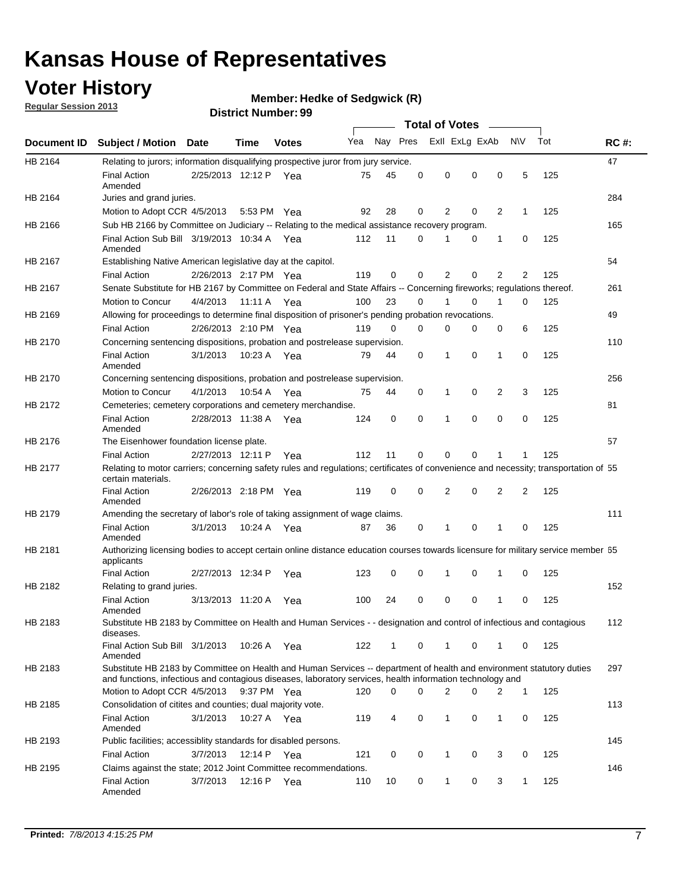# Kansas House of Representatives

## Voter History

**Regular Session 2013**

**Member: Hedke of Sedgwick (R)**

**District Number: 99**

| Document ID | Subject / Motion | Date | Time | Votes | Yea | Nay | Pres | ExII | ExLg | ExAb | N\V | Tot | RC #: |
|---|---|---|---|---|---|---|---|---|---|---|---|---|---|
| HB 2164 | Relating to jurors; information disqualifying prospective juror from jury service. | | | | | | | | | | | | 47 |
| | Final Action Amended | 2/25/2013 | 12:12 P | Yea | 75 | 45 | 0 | 0 | 0 | 0 | 5 | 125 | |
| HB 2164 | Juries and grand juries. | | | | | | | | | | | | 284 |
| | Motion to Adopt CCR | 4/5/2013 | 5:53 PM | Yea | 92 | 28 | 0 | 2 | 0 | 2 | 1 | 125 | |
| HB 2166 | Sub HB 2166 by Committee on Judiciary -- Relating to the medical assistance recovery program. | | | | | | | | | | | | 165 |
| | Final Action Sub Bill Amended | 3/19/2013 | 10:34 A | Yea | 112 | 11 | 0 | 1 | 0 | 1 | 0 | 125 | |
| HB 2167 | Establishing Native American legislative day at the capitol. | | | | | | | | | | | | 54 |
| | Final Action | 2/26/2013 | 2:17 PM | Yea | 119 | 0 | 0 | 2 | 0 | 2 | 2 | 125 | |
| HB 2167 | Senate Substitute for HB 2167 by Committee on Federal and State Affairs -- Concerning fireworks; regulations thereof. | | | | | | | | | | | | 261 |
| | Motion to Concur | 4/4/2013 | 11:11 A | Yea | 100 | 23 | 0 | 1 | 0 | 1 | 0 | 125 | |
| HB 2169 | Allowing for proceedings to determine final disposition of prisoner's pending probation revocations. | | | | | | | | | | | | 49 |
| | Final Action | 2/26/2013 | 2:10 PM | Yea | 119 | 0 | 0 | 0 | 0 | 0 | 6 | 125 | |
| HB 2170 | Concerning sentencing dispositions, probation and postrelease supervision. | | | | | | | | | | | | 110 |
| | Final Action Amended | 3/1/2013 | 10:23 A | Yea | 79 | 44 | 0 | 1 | 0 | 1 | 0 | 125 | |
| HB 2170 | Concerning sentencing dispositions, probation and postrelease supervision. | | | | | | | | | | | | 256 |
| | Motion to Concur | 4/1/2013 | 10:54 A | Yea | 75 | 44 | 0 | 1 | 0 | 2 | 3 | 125 | |
| HB 2172 | Cemeteries; cemetery corporations and cemetery merchandise. | | | | | | | | | | | | 81 |
| | Final Action Amended | 2/28/2013 | 11:38 A | Yea | 124 | 0 | 0 | 1 | 0 | 0 | 0 | 125 | |
| HB 2176 | The Eisenhower foundation license plate. | | | | | | | | | | | | 57 |
| | Final Action | 2/27/2013 | 12:11 P | Yea | 112 | 11 | 0 | 0 | 0 | 1 | 1 | 125 | |
| HB 2177 | Relating to motor carriers; concerning safety rules and regulations; certificates of convenience and necessity; transportation of certain materials. | | | | | | | | | | | | 55 |
| | Final Action Amended | 2/26/2013 | 2:18 PM | Yea | 119 | 0 | 0 | 2 | 0 | 2 | 2 | 125 | |
| HB 2179 | Amending the secretary of labor's role of taking assignment of wage claims. | | | | | | | | | | | | 111 |
| | Final Action Amended | 3/1/2013 | 10:24 A | Yea | 87 | 36 | 0 | 1 | 0 | 1 | 0 | 125 | |
| HB 2181 | Authorizing licensing bodies to accept certain online distance education courses towards licensure for military service member applicants | | | | | | | | | | | | 65 |
| | Final Action | 2/27/2013 | 12:34 P | Yea | 123 | 0 | 0 | 1 | 0 | 1 | 0 | 125 | |
| HB 2182 | Relating to grand juries. | | | | | | | | | | | | 152 |
| | Final Action Amended | 3/13/2013 | 11:20 A | Yea | 100 | 24 | 0 | 0 | 0 | 1 | 0 | 125 | |
| HB 2183 | Substitute HB 2183 by Committee on Health and Human Services - - designation and control of infectious and contagious diseases. | | | | | | | | | | | | 112 |
| | Final Action Sub Bill Amended | 3/1/2013 | 10:26 A | Yea | 122 | 1 | 0 | 1 | 0 | 1 | 0 | 125 | |
| HB 2183 | Substitute HB 2183 by Committee on Health and Human Services -- department of health and environment statutory duties and functions, infectious and contagious diseases, laboratory services, health information technology and | | | | | | | | | | | | 297 |
| | Motion to Adopt CCR | 4/5/2013 | 9:37 PM | Yea | 120 | 0 | 0 | 2 | 0 | 2 | 1 | 125 | |
| HB 2185 | Consolidation of citites and counties; dual majority vote. | | | | | | | | | | | | 113 |
| | Final Action Amended | 3/1/2013 | 10:27 A | Yea | 119 | 4 | 0 | 1 | 0 | 1 | 0 | 125 | |
| HB 2193 | Public facilities; accessiblity standards for disabled persons. | | | | | | | | | | | | 145 |
| | Final Action | 3/7/2013 | 12:14 P | Yea | 121 | 0 | 0 | 1 | 0 | 3 | 0 | 125 | |
| HB 2195 | Claims against the state; 2012 Joint Committee recommendations. | | | | | | | | | | | | 146 |
| | Final Action Amended | 3/7/2013 | 12:16 P | Yea | 110 | 10 | 0 | 1 | 0 | 3 | 1 | 125 | |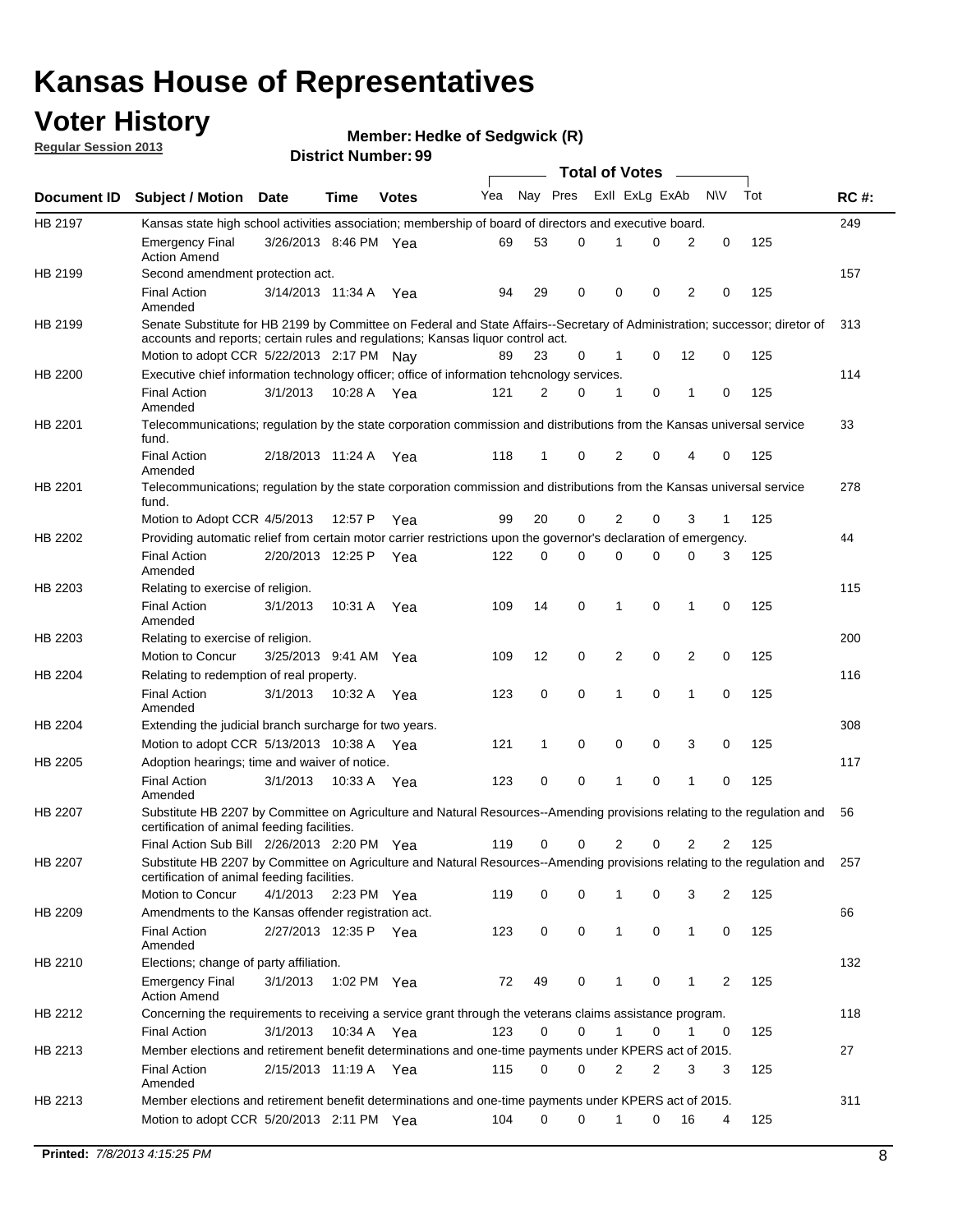# Kansas House of Representatives

## Voter History

**Regular Session 2013**

**Member: Hedke of Sedgwick (R)**

**District Number: 99**

| Document ID | Subject / Motion | Date | Time | Votes | Yea | Nay | Pres | ExII | ExLg | ExAb | N\V | Tot | RC #: |
|---|---|---|---|---|---|---|---|---|---|---|---|---|---|
| HB 2197 | Kansas state high school activities association; membership of board of directors and executive board. | | | | | | | | | | | | 249 |
| | Emergency Final Action Amend | 3/26/2013 | 8:46 PM | Yea | 69 | 53 | 0 | 1 | 0 | 2 | 0 | 125 | |
| HB 2199 | Second amendment protection act. | | | | | | | | | | | | 157 |
| | Final Action Amended | 3/14/2013 | 11:34 A | Yea | 94 | 29 | 0 | 0 | 0 | 2 | 0 | 125 | |
| HB 2199 | Senate Substitute for HB 2199 by Committee on Federal and State Affairs--Secretary of Administration; successor; diretor of accounts and reports; certain rules and regulations; Kansas liquor control act. | | | | | | | | | | | | 313 |
| | Motion to adopt CCR | 5/22/2013 | 2:17 PM | Nay | 89 | 23 | 0 | 1 | 0 | 12 | 0 | 125 | |
| HB 2200 | Executive chief information technology officer; office of information tehcnology services. | | | | | | | | | | | | 114 |
| | Final Action Amended | 3/1/2013 | 10:28 A | Yea | 121 | 2 | 0 | 1 | 0 | 1 | 0 | 125 | |
| HB 2201 | Telecommunications; regulation by the state corporation commission and distributions from the Kansas universal service fund. | | | | | | | | | | | | 33 |
| | Final Action Amended | 2/18/2013 | 11:24 A | Yea | 118 | 1 | 0 | 2 | 0 | 4 | 0 | 125 | |
| HB 2201 | Telecommunications; regulation by the state corporation commission and distributions from the Kansas universal service fund. | | | | | | | | | | | | 278 |
| | Motion to Adopt CCR | 4/5/2013 | 12:57 P | Yea | 99 | 20 | 0 | 2 | 0 | 3 | 1 | 125 | |
| HB 2202 | Providing automatic relief from certain motor carrier restrictions upon the governor's declaration of emergency. | | | | | | | | | | | | 44 |
| | Final Action Amended | 2/20/2013 | 12:25 P | Yea | 122 | 0 | 0 | 0 | 0 | 0 | 3 | 125 | |
| HB 2203 | Relating to exercise of religion. | | | | | | | | | | | | 115 |
| | Final Action Amended | 3/1/2013 | 10:31 A | Yea | 109 | 14 | 0 | 1 | 0 | 1 | 0 | 125 | |
| HB 2203 | Relating to exercise of religion. | | | | | | | | | | | | 200 |
| | Motion to Concur | 3/25/2013 | 9:41 AM | Yea | 109 | 12 | 0 | 2 | 0 | 2 | 0 | 125 | |
| HB 2204 | Relating to redemption of real property. | | | | | | | | | | | | 116 |
| | Final Action Amended | 3/1/2013 | 10:32 A | Yea | 123 | 0 | 0 | 1 | 0 | 1 | 0 | 125 | |
| HB 2204 | Extending the judicial branch surcharge for two years. | | | | | | | | | | | | 308 |
| | Motion to adopt CCR | 5/13/2013 | 10:38 A | Yea | 121 | 1 | 0 | 0 | 0 | 3 | 0 | 125 | |
| HB 2205 | Adoption hearings; time and waiver of notice. | | | | | | | | | | | | 117 |
| | Final Action Amended | 3/1/2013 | 10:33 A | Yea | 123 | 0 | 0 | 1 | 0 | 1 | 0 | 125 | |
| HB 2207 | Substitute HB 2207 by Committee on Agriculture and Natural Resources--Amending provisions relating to the regulation and certification of animal feeding facilities. | | | | | | | | | | | | 56 |
| | Final Action Sub Bill | 2/26/2013 | 2:20 PM | Yea | 119 | 0 | 0 | 2 | 0 | 2 | 2 | 125 | |
| HB 2207 | Substitute HB 2207 by Committee on Agriculture and Natural Resources--Amending provisions relating to the regulation and certification of animal feeding facilities. | | | | | | | | | | | | 257 |
| | Motion to Concur | 4/1/2013 | 2:23 PM | Yea | 119 | 0 | 0 | 1 | 0 | 3 | 2 | 125 | |
| HB 2209 | Amendments to the Kansas offender registration act. | | | | | | | | | | | | 66 |
| | Final Action Amended | 2/27/2013 | 12:35 P | Yea | 123 | 0 | 0 | 1 | 0 | 1 | 0 | 125 | |
| HB 2210 | Elections; change of party affiliation. | | | | | | | | | | | | 132 |
| | Emergency Final Action Amend | 3/1/2013 | 1:02 PM | Yea | 72 | 49 | 0 | 1 | 0 | 1 | 2 | 125 | |
| HB 2212 | Concerning the requirements to receiving a service grant through the veterans claims assistance program. | | | | | | | | | | | | 118 |
| | Final Action | 3/1/2013 | 10:34 A | Yea | 123 | 0 | 0 | 1 | 0 | 1 | 0 | 125 | |
| HB 2213 | Member elections and retirement benefit determinations and one-time payments under KPERS act of 2015. | | | | | | | | | | | | 27 |
| | Final Action Amended | 2/15/2013 | 11:19 A | Yea | 115 | 0 | 0 | 2 | 2 | 3 | 3 | 125 | |
| HB 2213 | Member elections and retirement benefit determinations and one-time payments under KPERS act of 2015. | | | | | | | | | | | | 311 |
| | Motion to adopt CCR | 5/20/2013 | 2:11 PM | Yea | 104 | 0 | 0 | 1 | 0 | 16 | 4 | 125 | |

**Printed:** *7/8/2013 4:15:25 PM*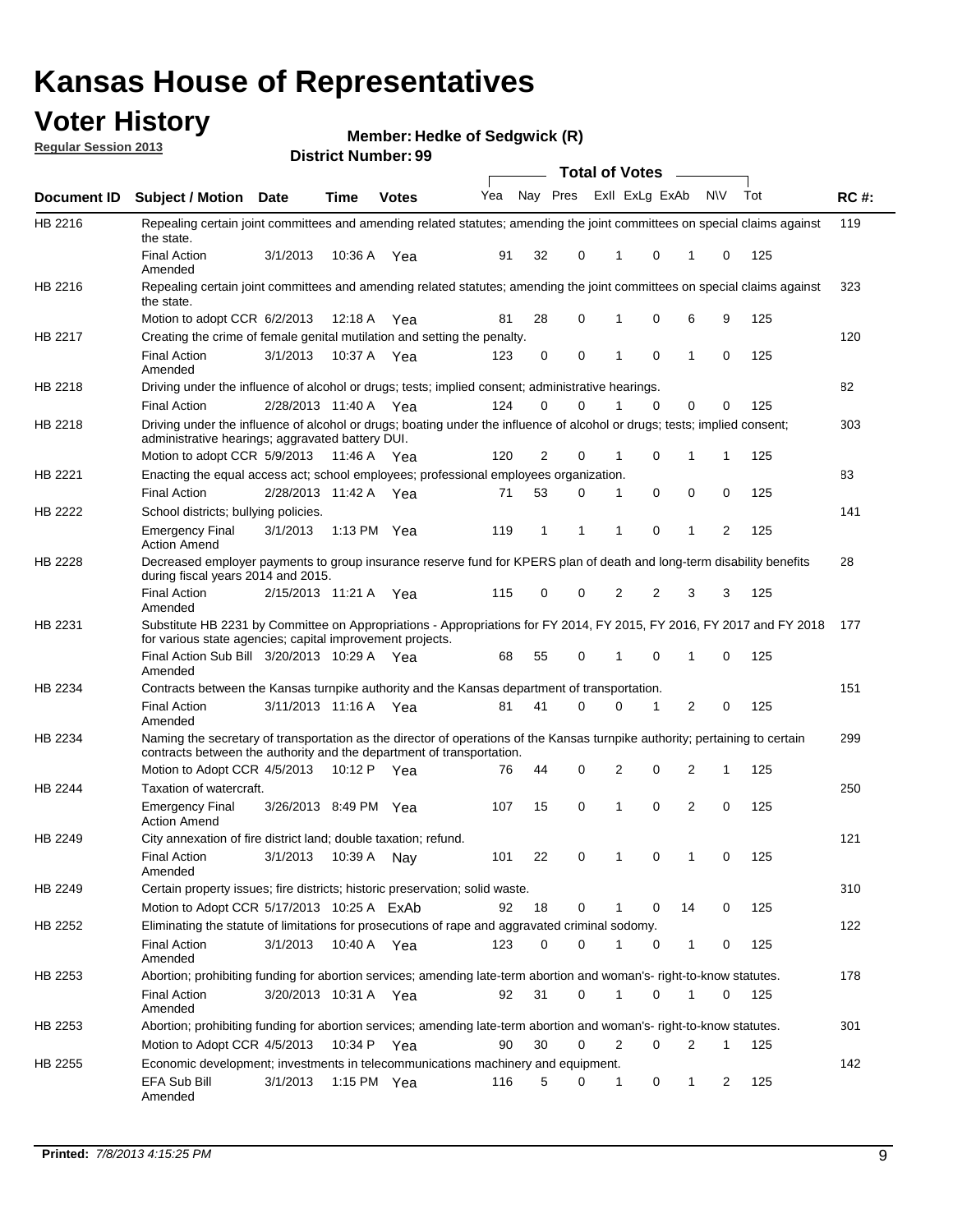# Kansas House of Representatives

## Voter History

**Regular Session 2013**

**Member: Hedke of Sedgwick (R)**

**District Number: 99**

| Document ID | Subject / Motion | Date | Time | Votes | Yea | Nay | Pres | ExII | ExLg | ExAb | N\V | Tot | RC #: |
|---|---|---|---|---|---|---|---|---|---|---|---|---|---|
| HB 2216 | Repealing certain joint committees and amending related statutes; amending the joint committees on special claims against the state. | | | | | | | | | | | | 119 |
| | Final Action Amended | 3/1/2013 | 10:36 A | Yea | 91 | 32 | 0 | 1 | 0 | 1 | 0 | 125 | |
| HB 2216 | Repealing certain joint committees and amending related statutes; amending the joint committees on special claims against the state. | | | | | | | | | | | | 323 |
| | Motion to adopt CCR | 6/2/2013 | 12:18 A | Yea | 81 | 28 | 0 | 1 | 0 | 6 | 9 | 125 | |
| HB 2217 | Creating the crime of female genital mutilation and setting the penalty. | | | | | | | | | | | | 120 |
| | Final Action Amended | 3/1/2013 | 10:37 A | Yea | 123 | 0 | 0 | 1 | 0 | 1 | 0 | 125 | |
| HB 2218 | Driving under the influence of alcohol or drugs; tests; implied consent; administrative hearings. | | | | | | | | | | | | 82 |
| | Final Action | 2/28/2013 | 11:40 A | Yea | 124 | 0 | 0 | 1 | 0 | 0 | 0 | 125 | |
| HB 2218 | Driving under the influence of alcohol or drugs; boating under the influence of alcohol or drugs; tests; implied consent; administrative hearings; aggravated battery DUI. | | | | | | | | | | | | 303 |
| | Motion to adopt CCR | 5/9/2013 | 11:46 A | Yea | 120 | 2 | 0 | 1 | 0 | 1 | 1 | 125 | |
| HB 2221 | Enacting the equal access act; school employees; professional employees organization. | | | | | | | | | | | | 83 |
| | Final Action | 2/28/2013 | 11:42 A | Yea | 71 | 53 | 0 | 1 | 0 | 0 | 0 | 125 | |
| HB 2222 | School districts; bullying policies. | | | | | | | | | | | | 141 |
| | Emergency Final Action Amend | 3/1/2013 | 1:13 PM | Yea | 119 | 1 | 1 | 1 | 0 | 1 | 2 | 125 | |
| HB 2228 | Decreased employer payments to group insurance reserve fund for KPERS plan of death and long-term disability benefits during fiscal years 2014 and 2015. | | | | | | | | | | | | 28 |
| | Final Action Amended | 2/15/2013 | 11:21 A | Yea | 115 | 0 | 0 | 2 | 2 | 3 | 3 | 125 | |
| HB 2231 | Substitute HB 2231 by Committee on Appropriations - Appropriations for FY 2014, FY 2015, FY 2016, FY 2017 and FY 2018 for various state agencies; capital improvement projects. | | | | | | | | | | | | 177 |
| | Final Action Sub Bill Amended | 3/20/2013 | 10:29 A | Yea | 68 | 55 | 0 | 1 | 0 | 1 | 0 | 125 | |
| HB 2234 | Contracts between the Kansas turnpike authority and the Kansas department of transportation. | | | | | | | | | | | | 151 |
| | Final Action Amended | 3/11/2013 | 11:16 A | Yea | 81 | 41 | 0 | 0 | 1 | 2 | 0 | 125 | |
| HB 2234 | Naming the secretary of transportation as the director of operations of the Kansas turnpike authority; pertaining to certain contracts between the authority and the department of transportation. | | | | | | | | | | | | 299 |
| | Motion to Adopt CCR | 4/5/2013 | 10:12 P | Yea | 76 | 44 | 0 | 2 | 0 | 2 | 1 | 125 | |
| HB 2244 | Taxation of watercraft. | | | | | | | | | | | | 250 |
| | Emergency Final Action Amend | 3/26/2013 | 8:49 PM | Yea | 107 | 15 | 0 | 1 | 0 | 2 | 0 | 125 | |
| HB 2249 | City annexation of fire district land; double taxation; refund. | | | | | | | | | | | | 121 |
| | Final Action Amended | 3/1/2013 | 10:39 A | Nay | 101 | 22 | 0 | 1 | 0 | 1 | 0 | 125 | |
| HB 2249 | Certain property issues; fire districts; historic preservation; solid waste. | | | | | | | | | | | | 310 |
| | Motion to Adopt CCR | 5/17/2013 | 10:25 A | ExAb | 92 | 18 | 0 | 1 | 0 | 14 | 0 | 125 | |
| HB 2252 | Eliminating the statute of limitations for prosecutions of rape and aggravated criminal sodomy. | | | | | | | | | | | | 122 |
| | Final Action Amended | 3/1/2013 | 10:40 A | Yea | 123 | 0 | 0 | 1 | 0 | 1 | 0 | 125 | |
| HB 2253 | Abortion; prohibiting funding for abortion services; amending late-term abortion and woman's- right-to-know statutes. | | | | | | | | | | | | 178 |
| | Final Action Amended | 3/20/2013 | 10:31 A | Yea | 92 | 31 | 0 | 1 | 0 | 1 | 0 | 125 | |
| HB 2253 | Abortion; prohibiting funding for abortion services; amending late-term abortion and woman's- right-to-know statutes. | | | | | | | | | | | | 301 |
| | Motion to Adopt CCR | 4/5/2013 | 10:34 P | Yea | 90 | 30 | 0 | 2 | 0 | 2 | 1 | 125 | |
| HB 2255 | Economic development; investments in telecommunications machinery and equipment. | | | | | | | | | | | | 142 |
| | EFA Sub Bill Amended | 3/1/2013 | 1:15 PM | Yea | 116 | 5 | 0 | 1 | 0 | 1 | 2 | 125 | |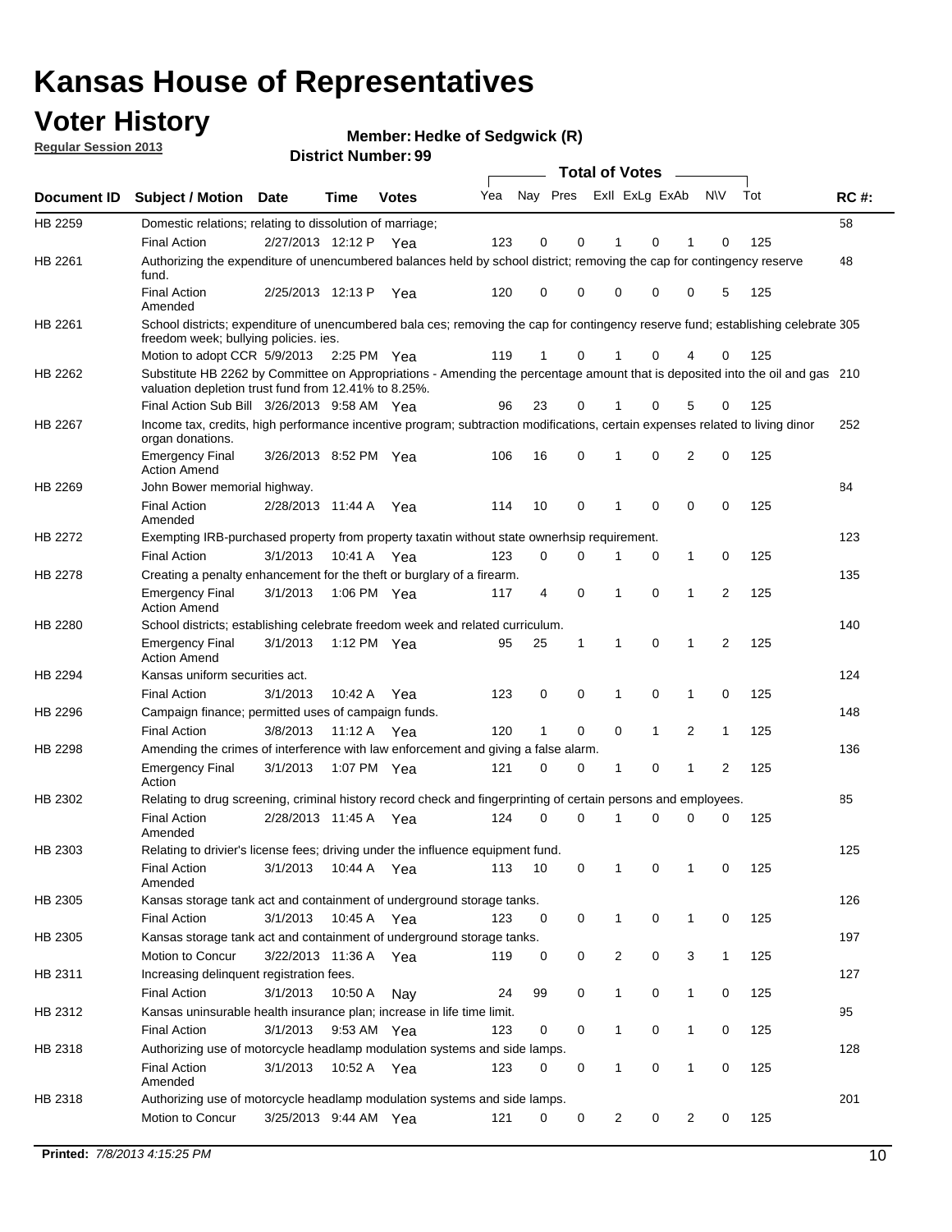# Kansas House of Representatives

## Voter History

**Regular Session 2013**

**Member: Hedke of Sedgwick (R)**

**District Number: 99**

| Document ID | Subject / Motion | Date | Time | Votes | Yea | Nay | Pres | ExII | ExLg | ExAb | N\V | Tot | RC #: |
|---|---|---|---|---|---|---|---|---|---|---|---|---|---|
| HB 2259 | Domestic relations; relating to dissolution of marriage; | | | | | | | | | | | | 58 |
| | Final Action | 2/27/2013 | 12:12 P | Yea | 123 | 0 | 0 | 1 | 0 | 1 | 0 | 125 | |
| HB 2261 | Authorizing the expenditure of unencumbered balances held by school district; removing the cap for contingency reserve fund. | | | | | | | | | | | | 48 |
| | Final Action Amended | 2/25/2013 | 12:13 P | Yea | 120 | 0 | 0 | 0 | 0 | 0 | 5 | 125 | |
| HB 2261 | School districts; expenditure of unencumbered bala ces; removing the cap for contingency reserve fund; establishing celebrate freedom week; bullying policies. ies. | | | | | | | | | | | | 305 |
| | Motion to adopt CCR | 5/9/2013 | 2:25 PM | Yea | 119 | 1 | 0 | 1 | 0 | 4 | 0 | 125 | |
| HB 2262 | Substitute HB 2262 by Committee on Appropriations - Amending the percentage amount that is deposited into the oil and gas valuation depletion trust fund from 12.41% to 8.25%. | | | | | | | | | | | | 210 |
| | Final Action Sub Bill | 3/26/2013 | 9:58 AM | Yea | 96 | 23 | 0 | 1 | 0 | 5 | 0 | 125 | |
| HB 2267 | Income tax, credits, high performance incentive program; subtraction modifications, certain expenses related to living dinor organ donations. | | | | | | | | | | | | 252 |
| | Emergency Final Action Amend | 3/26/2013 | 8:52 PM | Yea | 106 | 16 | 0 | 1 | 0 | 2 | 0 | 125 | |
| HB 2269 | John Bower memorial highway. | | | | | | | | | | | | 84 |
| | Final Action Amended | 2/28/2013 | 11:44 A | Yea | 114 | 10 | 0 | 1 | 0 | 0 | 0 | 125 | |
| HB 2272 | Exempting IRB-purchased property from property taxatin without state ownerhsip requirement. | | | | | | | | | | | | 123 |
| | Final Action | 3/1/2013 | 10:41 A | Yea | 123 | 0 | 0 | 1 | 0 | 1 | 0 | 125 | |
| HB 2278 | Creating a penalty enhancement for the theft or burglary of a firearm. | | | | | | | | | | | | 135 |
| | Emergency Final Action Amend | 3/1/2013 | 1:06 PM | Yea | 117 | 4 | 0 | 1 | 0 | 1 | 2 | 125 | |
| HB 2280 | School districts; establishing celebrate freedom week and related curriculum. | | | | | | | | | | | | 140 |
| | Emergency Final Action Amend | 3/1/2013 | 1:12 PM | Yea | 95 | 25 | 1 | 1 | 0 | 1 | 2 | 125 | |
| HB 2294 | Kansas uniform securities act. | | | | | | | | | | | | 124 |
| | Final Action | 3/1/2013 | 10:42 A | Yea | 123 | 0 | 0 | 1 | 0 | 1 | 0 | 125 | |
| HB 2296 | Campaign finance; permitted uses of campaign funds. | | | | | | | | | | | | 148 |
| | Final Action | 3/8/2013 | 11:12 A | Yea | 120 | 1 | 0 | 0 | 1 | 2 | 1 | 125 | |
| HB 2298 | Amending the crimes of interference with law enforcement and giving a false alarm. | | | | | | | | | | | | 136 |
| | Emergency Final Action | 3/1/2013 | 1:07 PM | Yea | 121 | 0 | 0 | 1 | 0 | 1 | 2 | 125 | |
| HB 2302 | Relating to drug screening, criminal history record check and fingerprinting of certain persons and employees. | | | | | | | | | | | | 85 |
| | Final Action Amended | 2/28/2013 | 11:45 A | Yea | 124 | 0 | 0 | 1 | 0 | 0 | 0 | 125 | |
| HB 2303 | Relating to drivier's license fees; driving under the influence equipment fund. | | | | | | | | | | | | 125 |
| | Final Action Amended | 3/1/2013 | 10:44 A | Yea | 113 | 10 | 0 | 1 | 0 | 1 | 0 | 125 | |
| HB 2305 | Kansas storage tank act and containment of underground storage tanks. | | | | | | | | | | | | 126 |
| | Final Action | 3/1/2013 | 10:45 A | Yea | 123 | 0 | 0 | 1 | 0 | 1 | 0 | 125 | |
| HB 2305 | Kansas storage tank act and containment of underground storage tanks. | | | | | | | | | | | | 197 |
| | Motion to Concur | 3/22/2013 | 11:36 A | Yea | 119 | 0 | 0 | 2 | 0 | 3 | 1 | 125 | |
| HB 2311 | Increasing delinquent registration fees. | | | | | | | | | | | | 127 |
| | Final Action | 3/1/2013 | 10:50 A | Nay | 24 | 99 | 0 | 1 | 0 | 1 | 0 | 125 | |
| HB 2312 | Kansas uninsurable health insurance plan; increase in life time limit. | | | | | | | | | | | | 95 |
| | Final Action | 3/1/2013 | 9:53 AM | Yea | 123 | 0 | 0 | 1 | 0 | 1 | 0 | 125 | |
| HB 2318 | Authorizing use of motorcycle headlamp modulation systems and side lamps. | | | | | | | | | | | | 128 |
| | Final Action Amended | 3/1/2013 | 10:52 A | Yea | 123 | 0 | 0 | 1 | 0 | 1 | 0 | 125 | |
| HB 2318 | Authorizing use of motorcycle headlamp modulation systems and side lamps. | | | | | | | | | | | | 201 |
| | Motion to Concur | 3/25/2013 | 9:44 AM | Yea | 121 | 0 | 0 | 2 | 0 | 2 | 0 | 125 | |

**Printed:** *7/8/2013 4:15:25 PM*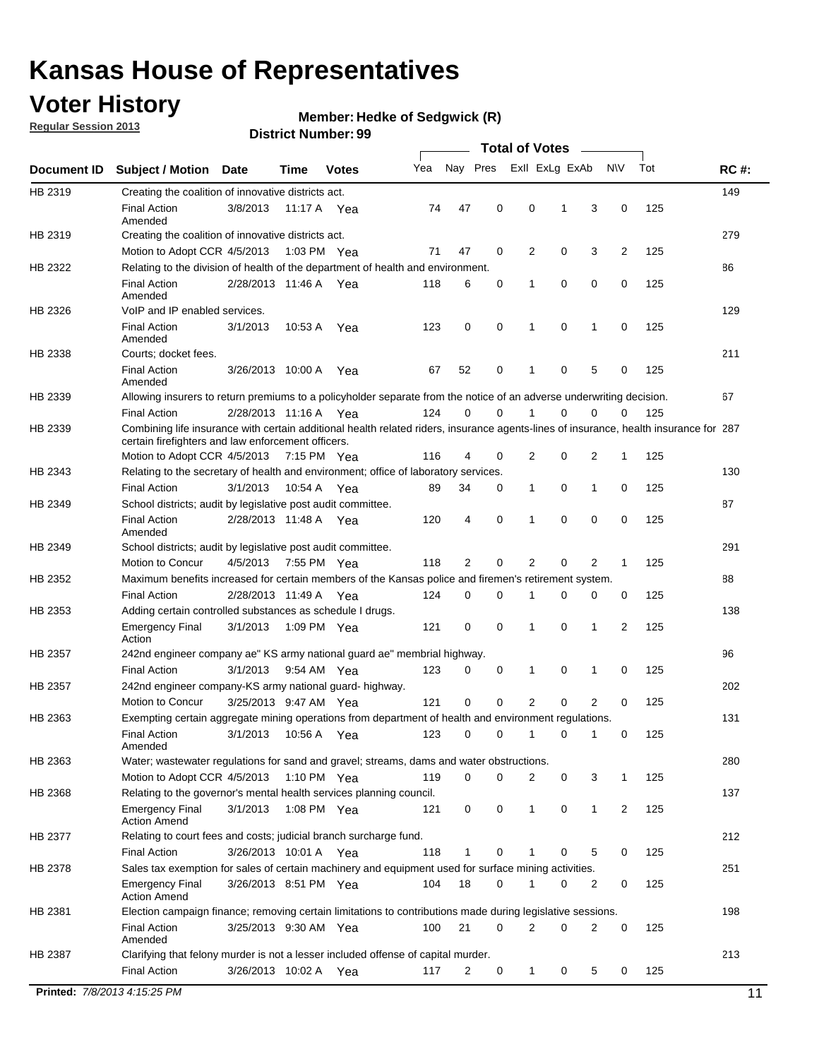# Kansas House of Representatives

## Voter History

**Regular Session 2013**

**Member: Hedke of Sedgwick (R)**

**District Number: 99**

| Document ID | Subject / Motion | Date | Time | Votes | Yea | Nay | Pres | ExII | ExLg | ExAb | N\V | Tot | RC #: |
|---|---|---|---|---|---|---|---|---|---|---|---|---|---|
| HB 2319 | Creating the coalition of innovative districts act. | | | | | | | | | | | | 149 |
| | Final Action Amended | 3/8/2013 | 11:17 A | Yea | 74 | 47 | 0 | 0 | 1 | 3 | 0 | 125 | |
| HB 2319 | Creating the coalition of innovative districts act. | | | | | | | | | | | | 279 |
| | Motion to Adopt CCR | 4/5/2013 | 1:03 PM | Yea | 71 | 47 | 0 | 2 | 0 | 3 | 2 | 125 | |
| HB 2322 | Relating to the division of health of the department of health and environment. | | | | | | | | | | | | 86 |
| | Final Action Amended | 2/28/2013 | 11:46 A | Yea | 118 | 6 | 0 | 1 | 0 | 0 | 0 | 125 | |
| HB 2326 | VoIP and IP enabled services. | | | | | | | | | | | | 129 |
| | Final Action Amended | 3/1/2013 | 10:53 A | Yea | 123 | 0 | 0 | 1 | 0 | 1 | 0 | 125 | |
| HB 2338 | Courts; docket fees. | | | | | | | | | | | | 211 |
| | Final Action Amended | 3/26/2013 | 10:00 A | Yea | 67 | 52 | 0 | 1 | 0 | 5 | 0 | 125 | |
| HB 2339 | Allowing insurers to return premiums to a policyholder separate from the notice of an adverse underwriting decision. | | | | | | | | | | | | 67 |
| | Final Action | 2/28/2013 | 11:16 A | Yea | 124 | 0 | 0 | 1 | 0 | 0 | 0 | 125 | |
| HB 2339 | Combining life insurance with certain additional health related riders, insurance agents-lines of insurance, health insurance for certain firefighters and law enforcement officers. | | | | | | | | | | | | 287 |
| | Motion to Adopt CCR | 4/5/2013 | 7:15 PM | Yea | 116 | 4 | 0 | 2 | 0 | 2 | 1 | 125 | |
| HB 2343 | Relating to the secretary of health and environment; office of laboratory services. | | | | | | | | | | | | 130 |
| | Final Action | 3/1/2013 | 10:54 A | Yea | 89 | 34 | 0 | 1 | 0 | 1 | 0 | 125 | |
| HB 2349 | School districts; audit by legislative post audit committee. | | | | | | | | | | | | 87 |
| | Final Action Amended | 2/28/2013 | 11:48 A | Yea | 120 | 4 | 0 | 1 | 0 | 0 | 0 | 125 | |
| HB 2349 | School districts; audit by legislative post audit committee. | | | | | | | | | | | | 291 |
| | Motion to Concur | 4/5/2013 | 7:55 PM | Yea | 118 | 2 | 0 | 2 | 0 | 2 | 1 | 125 | |
| HB 2352 | Maximum benefits increased for certain members of the Kansas police and firemen's retirement system. | | | | | | | | | | | | 88 |
| | Final Action | 2/28/2013 | 11:49 A | Yea | 124 | 0 | 0 | 1 | 0 | 0 | 0 | 125 | |
| HB 2353 | Adding certain controlled substances as schedule I drugs. | | | | | | | | | | | | 138 |
| | Emergency Final Action | 3/1/2013 | 1:09 PM | Yea | 121 | 0 | 0 | 1 | 0 | 1 | 2 | 125 | |
| HB 2357 | 242nd engineer company ae" KS army national guard ae" membrial highway. | | | | | | | | | | | | 96 |
| | Final Action | 3/1/2013 | 9:54 AM | Yea | 123 | 0 | 0 | 1 | 0 | 1 | 0 | 125 | |
| HB 2357 | 242nd engineer company-KS army national guard- highway. | | | | | | | | | | | | 202 |
| | Motion to Concur | 3/25/2013 | 9:47 AM | Yea | 121 | 0 | 0 | 2 | 0 | 2 | 0 | 125 | |
| HB 2363 | Exempting certain aggregate mining operations from department of health and environment regulations. | | | | | | | | | | | | 131 |
| | Final Action Amended | 3/1/2013 | 10:56 A | Yea | 123 | 0 | 0 | 1 | 0 | 1 | 0 | 125 | |
| HB 2363 | Water; wastewater regulations for sand and gravel; streams, dams and water obstructions. | | | | | | | | | | | | 280 |
| | Motion to Adopt CCR | 4/5/2013 | 1:10 PM | Yea | 119 | 0 | 0 | 2 | 0 | 3 | 1 | 125 | |
| HB 2368 | Relating to the governor's mental health services planning council. | | | | | | | | | | | | 137 |
| | Emergency Final Action Amend | 3/1/2013 | 1:08 PM | Yea | 121 | 0 | 0 | 1 | 0 | 1 | 2 | 125 | |
| HB 2377 | Relating to court fees and costs; judicial branch surcharge fund. | | | | | | | | | | | | 212 |
| | Final Action | 3/26/2013 | 10:01 A | Yea | 118 | 1 | 0 | 1 | 0 | 5 | 0 | 125 | |
| HB 2378 | Sales tax exemption for sales of certain machinery and equipment used for surface mining activities. | | | | | | | | | | | | 251 |
| | Emergency Final Action Amend | 3/26/2013 | 8:51 PM | Yea | 104 | 18 | 0 | 1 | 0 | 2 | 0 | 125 | |
| HB 2381 | Election campaign finance; removing certain limitations to contributions made during legislative sessions. | | | | | | | | | | | | 198 |
| | Final Action Amended | 3/25/2013 | 9:30 AM | Yea | 100 | 21 | 0 | 2 | 0 | 2 | 0 | 125 | |
| HB 2387 | Clarifying that felony murder is not a lesser included offense of capital murder. | | | | | | | | | | | | 213 |
| | Final Action | 3/26/2013 | 10:02 A | Yea | 117 | 2 | 0 | 1 | 0 | 5 | 0 | 125 | |

**Printed:** *7/8/2013 4:15:25 PM*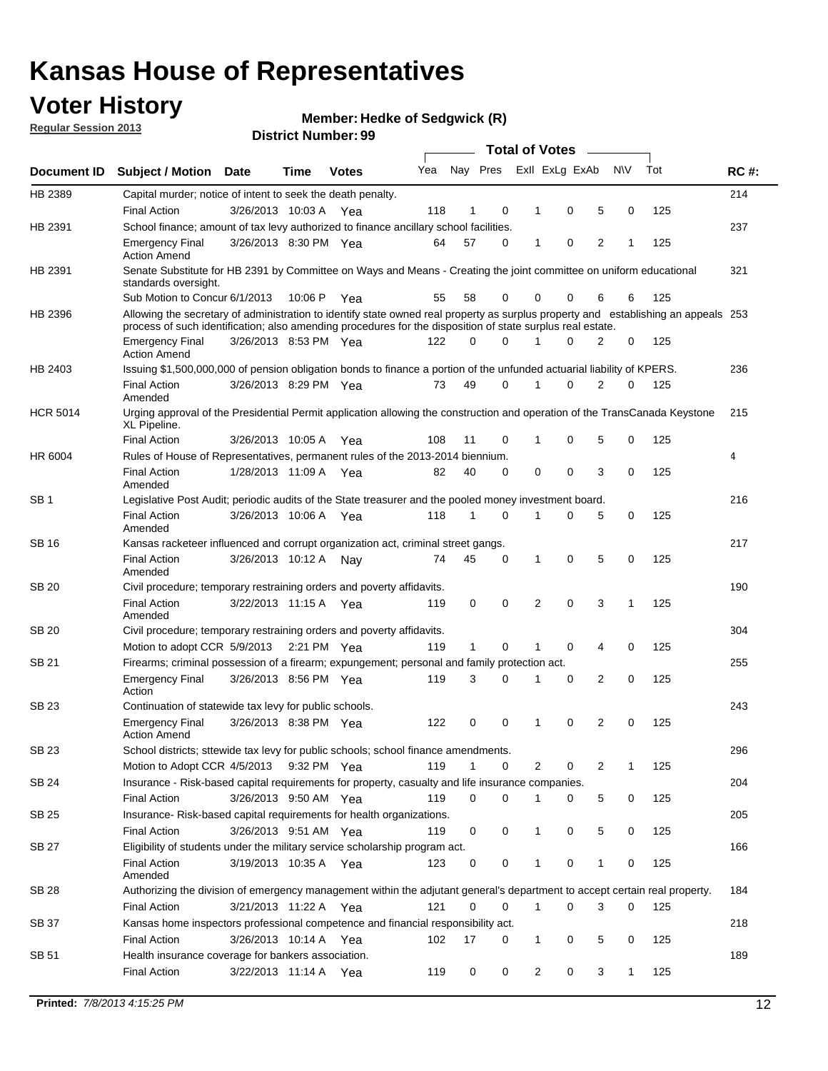# Kansas House of Representatives

## Voter History

**Regular Session 2013**

**Member: Hedke of Sedgwick (R)**

**District Number: 99**

| Document ID | Subject / Motion | Date | Time | Votes | Yea | Nay | Pres | ExII | ExLg | ExAb | N\V | Tot | RC #: |
|---|---|---|---|---|---|---|---|---|---|---|---|---|---|
| HB 2389 | Capital murder; notice of intent to seek the death penalty. | | | | | | | | | | | | 214 |
| | Final Action | 3/26/2013 | 10:03 A | Yea | 118 | 1 | 0 | 1 | 0 | 5 | 0 | 125 | |
| HB 2391 | School finance; amount of tax levy authorized to finance ancillary school facilities. | | | | | | | | | | | | 237 |
| | Emergency Final Action Amend | 3/26/2013 | 8:30 PM | Yea | 64 | 57 | 0 | 1 | 0 | 2 | 1 | 125 | |
| HB 2391 | Senate Substitute for HB 2391 by Committee on Ways and Means - Creating the joint committee on uniform educational standards oversight. | | | | | | | | | | | | 321 |
| | Sub Motion to Concur | 6/1/2013 | 10:06 P | Yea | 55 | 58 | 0 | 0 | 0 | 6 | 6 | 125 | |
| HB 2396 | Allowing the secretary of administration to identify state owned real property as surplus property and establishing an appeals process of such identification; also amending procedures for the disposition of state surplus real estate. | | | | | | | | | | | | 253 |
| | Emergency Final Action Amend | 3/26/2013 | 8:53 PM | Yea | 122 | 0 | 0 | 1 | 0 | 2 | 0 | 125 | |
| HB 2403 | Issuing $1,500,000,000 of pension obligation bonds to finance a portion of the unfunded actuarial liability of KPERS. | | | | | | | | | | | | 236 |
| | Final Action Amended | 3/26/2013 | 8:29 PM | Yea | 73 | 49 | 0 | 1 | 0 | 2 | 0 | 125 | |
| HCR 5014 | Urging approval of the Presidential Permit application allowing the construction and operation of the TransCanada Keystone XL Pipeline. | | | | | | | | | | | | 215 |
| | Final Action | 3/26/2013 | 10:05 A | Yea | 108 | 11 | 0 | 1 | 0 | 5 | 0 | 125 | |
| HR 6004 | Rules of House of Representatives, permanent rules of the 2013-2014 biennium. | | | | | | | | | | | | 4 |
| | Final Action Amended | 1/28/2013 | 11:09 A | Yea | 82 | 40 | 0 | 0 | 0 | 3 | 0 | 125 | |
| SB 1 | Legislative Post Audit; periodic audits of the State treasurer and the pooled money investment board. | | | | | | | | | | | | 216 |
| | Final Action Amended | 3/26/2013 | 10:06 A | Yea | 118 | 1 | 0 | 1 | 0 | 5 | 0 | 125 | |
| SB 16 | Kansas racketeer influenced and corrupt organization act, criminal street gangs. | | | | | | | | | | | | 217 |
| | Final Action Amended | 3/26/2013 | 10:12 A | Nay | 74 | 45 | 0 | 1 | 0 | 5 | 0 | 125 | |
| SB 20 | Civil procedure; temporary restraining orders and poverty affidavits. | | | | | | | | | | | | 190 |
| | Final Action Amended | 3/22/2013 | 11:15 A | Yea | 119 | 0 | 0 | 2 | 0 | 3 | 1 | 125 | |
| SB 20 | Civil procedure; temporary restraining orders and poverty affidavits. | | | | | | | | | | | | 304 |
| | Motion to adopt CCR | 5/9/2013 | 2:21 PM | Yea | 119 | 1 | 0 | 1 | 0 | 4 | 0 | 125 | |
| SB 21 | Firearms; criminal possession of a firearm; expungement; personal and family protection act. | | | | | | | | | | | | 255 |
| | Emergency Final Action | 3/26/2013 | 8:56 PM | Yea | 119 | 3 | 0 | 1 | 0 | 2 | 0 | 125 | |
| SB 23 | Continuation of statewide tax levy for public schools. | | | | | | | | | | | | 243 |
| | Emergency Final Action Amend | 3/26/2013 | 8:38 PM | Yea | 122 | 0 | 0 | 1 | 0 | 2 | 0 | 125 | |
| SB 23 | School districts; sttewide tax levy for public schools; school finance amendments. | | | | | | | | | | | | 296 |
| | Motion to Adopt CCR | 4/5/2013 | 9:32 PM | Yea | 119 | 1 | 0 | 2 | 0 | 2 | 1 | 125 | |
| SB 24 | Insurance - Risk-based capital requirements for property, casualty and life insurance companies. | | | | | | | | | | | | 204 |
| | Final Action | 3/26/2013 | 9:50 AM | Yea | 119 | 0 | 0 | 1 | 0 | 5 | 0 | 125 | |
| SB 25 | Insurance- Risk-based capital requirements for health organizations. | | | | | | | | | | | | 205 |
| | Final Action | 3/26/2013 | 9:51 AM | Yea | 119 | 0 | 0 | 1 | 0 | 5 | 0 | 125 | |
| SB 27 | Eligibility of students under the military service scholarship program act. | | | | | | | | | | | | 166 |
| | Final Action Amended | 3/19/2013 | 10:35 A | Yea | 123 | 0 | 0 | 1 | 0 | 1 | 0 | 125 | |
| SB 28 | Authorizing the division of emergency management within the adjutant general's department to accept certain real property. | | | | | | | | | | | | 184 |
| | Final Action | 3/21/2013 | 11:22 A | Yea | 121 | 0 | 0 | 1 | 0 | 3 | 0 | 125 | |
| SB 37 | Kansas home inspectors professional competence and financial responsibility act. | | | | | | | | | | | | 218 |
| | Final Action | 3/26/2013 | 10:14 A | Yea | 102 | 17 | 0 | 1 | 0 | 5 | 0 | 125 | |
| SB 51 | Health insurance coverage for bankers association. | | | | | | | | | | | | 189 |
| | Final Action | 3/22/2013 | 11:14 A | Yea | 119 | 0 | 0 | 2 | 0 | 3 | 1 | 125 | |

*Printed: 7/8/2013 4:15:25 PM*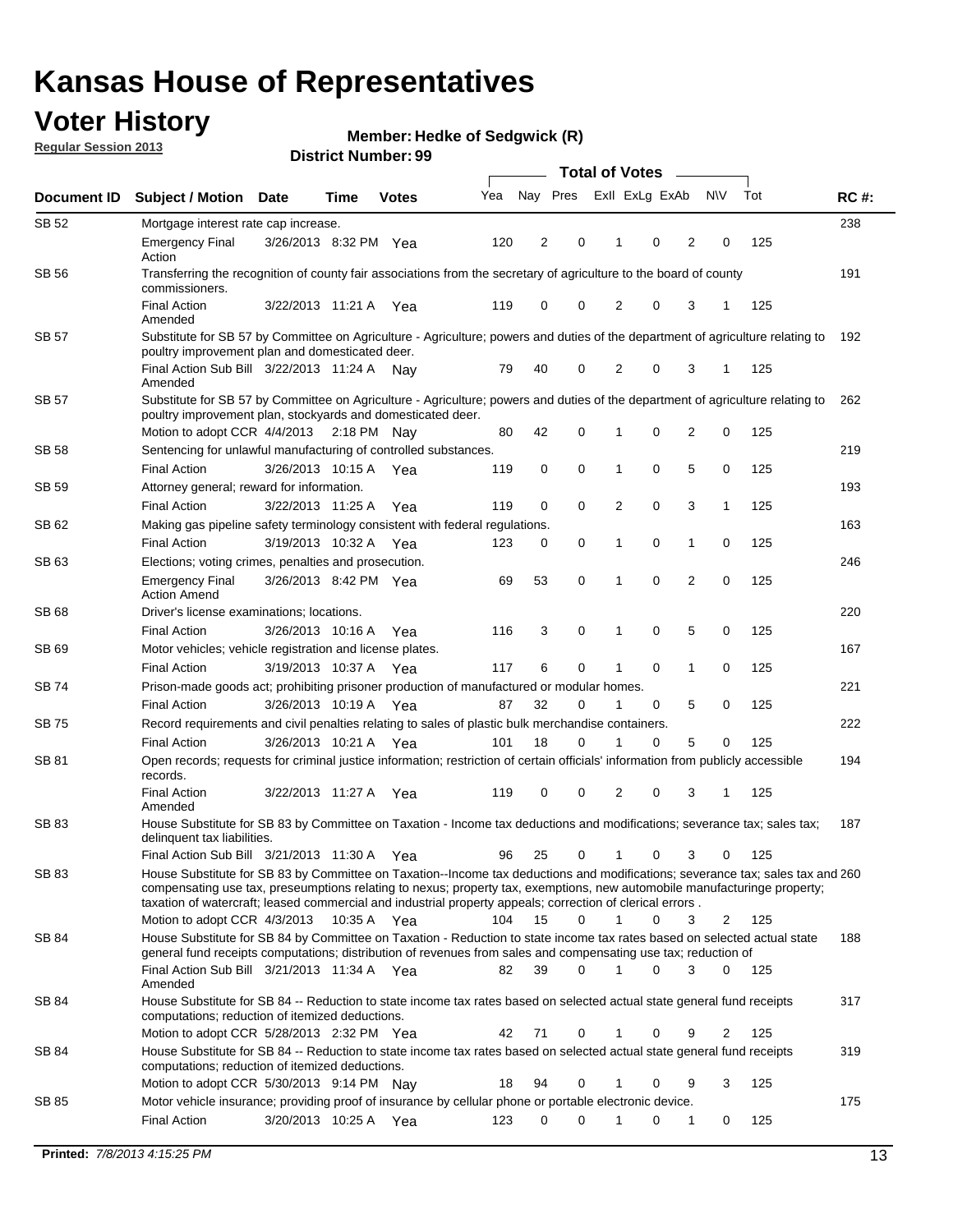# Kansas House of Representatives

## Voter History

**Regular Session 2013**

**Member: Hedke of Sedgwick (R)**

**District Number: 99**

| Document ID | Subject / Motion | Date | Time | Votes | Yea | Nay | Pres | ExII | ExLg | ExAb | N\V | Tot | RC #: |
|---|---|---|---|---|---|---|---|---|---|---|---|---|---|
| SB 52 | Mortgage interest rate cap increase. | | | | | | | | | | | | 238 |
| | Emergency Final Action | 3/26/2013 | 8:32 PM | Yea | 120 | 2 | 0 | 1 | 0 | 2 | 0 | 125 | |
| SB 56 | Transferring the recognition of county fair associations from the secretary of agriculture to the board of county commissioners. | | | | | | | | | | | | 191 |
| | Final Action Amended | 3/22/2013 | 11:21 A | Yea | 119 | 0 | 0 | 2 | 0 | 3 | 1 | 125 | |
| SB 57 | Substitute for SB 57 by Committee on Agriculture - Agriculture; powers and duties of the department of agriculture relating to poultry improvement plan and domesticated deer. | | | | | | | | | | | | 192 |
| | Final Action Sub Bill Amended | 3/22/2013 | 11:24 A | Nay | 79 | 40 | 0 | 2 | 0 | 3 | 1 | 125 | |
| SB 57 | Substitute for SB 57 by Committee on Agriculture - Agriculture; powers and duties of the department of agriculture relating to poultry improvement plan, stockyards and domesticated deer. | | | | | | | | | | | | 262 |
| | Motion to adopt CCR | 4/4/2013 | 2:18 PM | Nay | 80 | 42 | 0 | 1 | 0 | 2 | 0 | 125 | |
| SB 58 | Sentencing for unlawful manufacturing of controlled substances. | | | | | | | | | | | | 219 |
| | Final Action | 3/26/2013 | 10:15 A | Yea | 119 | 0 | 0 | 1 | 0 | 5 | 0 | 125 | |
| SB 59 | Attorney general; reward for information. | | | | | | | | | | | | 193 |
| | Final Action | 3/22/2013 | 11:25 A | Yea | 119 | 0 | 0 | 2 | 0 | 3 | 1 | 125 | |
| SB 62 | Making gas pipeline safety terminology consistent with federal regulations. | | | | | | | | | | | | 163 |
| | Final Action | 3/19/2013 | 10:32 A | Yea | 123 | 0 | 0 | 1 | 0 | 1 | 0 | 125 | |
| SB 63 | Elections; voting crimes, penalties and prosecution. | | | | | | | | | | | | 246 |
| | Emergency Final Action Amend | 3/26/2013 | 8:42 PM | Yea | 69 | 53 | 0 | 1 | 0 | 2 | 0 | 125 | |
| SB 68 | Driver's license examinations; locations. | | | | | | | | | | | | 220 |
| | Final Action | 3/26/2013 | 10:16 A | Yea | 116 | 3 | 0 | 1 | 0 | 5 | 0 | 125 | |
| SB 69 | Motor vehicles; vehicle registration and license plates. | | | | | | | | | | | | 167 |
| | Final Action | 3/19/2013 | 10:37 A | Yea | 117 | 6 | 0 | 1 | 0 | 1 | 0 | 125 | |
| SB 74 | Prison-made goods act; prohibiting prisoner production of manufactured or modular homes. | | | | | | | | | | | | 221 |
| | Final Action | 3/26/2013 | 10:19 A | Yea | 87 | 32 | 0 | 1 | 0 | 5 | 0 | 125 | |
| SB 75 | Record requirements and civil penalties relating to sales of plastic bulk merchandise containers. | | | | | | | | | | | | 222 |
| | Final Action | 3/26/2013 | 10:21 A | Yea | 101 | 18 | 0 | 1 | 0 | 5 | 0 | 125 | |
| SB 81 | Open records; requests for criminal justice information; restriction of certain officials' information from publicly accessible records. | | | | | | | | | | | | 194 |
| | Final Action Amended | 3/22/2013 | 11:27 A | Yea | 119 | 0 | 0 | 2 | 0 | 3 | 1 | 125 | |
| SB 83 | House Substitute for SB 83 by Committee on Taxation - Income tax deductions and modifications; severance tax; sales tax; delinquent tax liabilities. | | | | | | | | | | | | 187 |
| | Final Action Sub Bill | 3/21/2013 | 11:30 A | Yea | 96 | 25 | 0 | 1 | 0 | 3 | 0 | 125 | |
| SB 83 | House Substitute for SB 83 by Committee on Taxation--Income tax deductions and modifications; severance tax; sales tax and compensating use tax, preseumptions relating to nexus; property tax, exemptions, new automobile manufacturinge property; taxation of watercraft; leased commercial and industrial property appeals; correction of clerical errors . | | | | | | | | | | | | 260 |
| | Motion to adopt CCR | 4/3/2013 | 10:35 A | Yea | 104 | 15 | 0 | 1 | 0 | 3 | 2 | 125 | |
| SB 84 | House Substitute for SB 84 by Committee on Taxation - Reduction to state income tax rates based on selected actual state general fund receipts computations; distribution of revenues from sales and compensating use tax; reduction of | | | | | | | | | | | | 188 |
| | Final Action Sub Bill Amended | 3/21/2013 | 11:34 A | Yea | 82 | 39 | 0 | 1 | 0 | 3 | 0 | 125 | |
| SB 84 | House Substitute for SB 84 -- Reduction to state income tax rates based on selected actual state general fund receipts computations; reduction of itemized deductions. | | | | | | | | | | | | 317 |
| | Motion to adopt CCR | 5/28/2013 | 2:32 PM | Yea | 42 | 71 | 0 | 1 | 0 | 9 | 2 | 125 | |
| SB 84 | House Substitute for SB 84 -- Reduction to state income tax rates based on selected actual state general fund receipts computations; reduction of itemized deductions. | | | | | | | | | | | | 319 |
| | Motion to adopt CCR | 5/30/2013 | 9:14 PM | Nay | 18 | 94 | 0 | 1 | 0 | 9 | 3 | 125 | |
| SB 85 | Motor vehicle insurance; providing proof of insurance by cellular phone or portable electronic device. | | | | | | | | | | | | 175 |
| | Final Action | 3/20/2013 | 10:25 A | Yea | 123 | 0 | 0 | 1 | 0 | 1 | 0 | 125 | |

**Printed:** *7/8/2013 4:15:25 PM*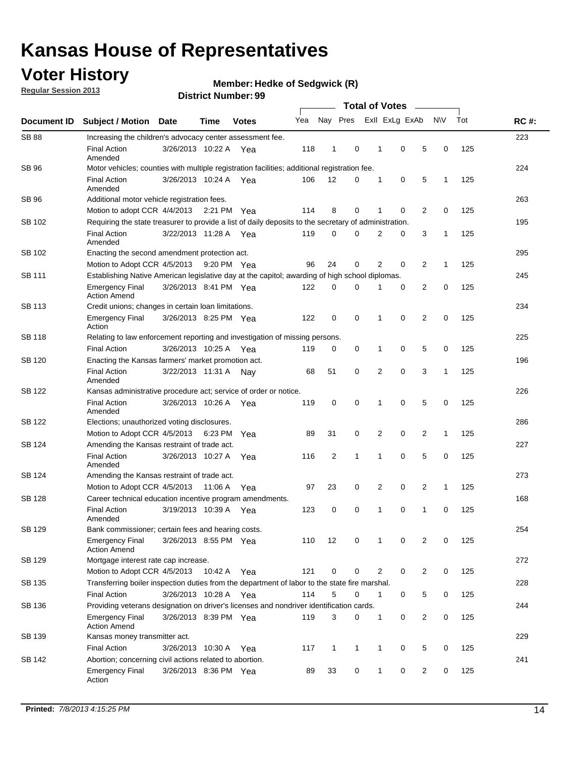# Kansas House of Representatives

## Voter History

**Regular Session 2013**

**Member: Hedke of Sedgwick (R)**

**District Number: 99**

| Document ID | Subject / Motion | Date | Time | Votes | Yea | Nay | Pres | Exll | ExLg | ExAb | N\V | Tot | RC #: |
|---|---|---|---|---|---|---|---|---|---|---|---|---|---|
| SB 88 | Increasing the children's advocacy center assessment fee. | | | | | | | | | | | | 223 |
| | Final Action Amended | 3/26/2013 | 10:22 A | Yea | 118 | 1 | 0 | 1 | 0 | 5 | 0 | 125 | |
| SB 96 | Motor vehicles; counties with multiple registration facilities; additional registration fee. | | | | | | | | | | | | 224 |
| | Final Action Amended | 3/26/2013 | 10:24 A | Yea | 106 | 12 | 0 | 1 | 0 | 5 | 1 | 125 | |
| SB 96 | Additional motor vehicle registration fees. | | | | | | | | | | | | 263 |
| | Motion to adopt CCR | 4/4/2013 | 2:21 PM | Yea | 114 | 8 | 0 | 1 | 0 | 2 | 0 | 125 | |
| SB 102 | Requiring the state treasurer to provide a list of daily deposits to the secretary of administration. | | | | | | | | | | | | 195 |
| | Final Action Amended | 3/22/2013 | 11:28 A | Yea | 119 | 0 | 0 | 2 | 0 | 3 | 1 | 125 | |
| SB 102 | Enacting the second amendment protection act. | | | | | | | | | | | | 295 |
| | Motion to Adopt CCR | 4/5/2013 | 9:20 PM | Yea | 96 | 24 | 0 | 2 | 0 | 2 | 1 | 125 | |
| SB 111 | Establishing Native American legislative day at the capitol; awarding of high school diplomas. | | | | | | | | | | | | 245 |
| | Emergency Final Action Amend | 3/26/2013 | 8:41 PM | Yea | 122 | 0 | 0 | 1 | 0 | 2 | 0 | 125 | |
| SB 113 | Credit unions; changes in certain loan limitations. | | | | | | | | | | | | 234 |
| | Emergency Final Action | 3/26/2013 | 8:25 PM | Yea | 122 | 0 | 0 | 1 | 0 | 2 | 0 | 125 | |
| SB 118 | Relating to law enforcement reporting and investigation of missing persons. | | | | | | | | | | | | 225 |
| | Final Action | 3/26/2013 | 10:25 A | Yea | 119 | 0 | 0 | 1 | 0 | 5 | 0 | 125 | |
| SB 120 | Enacting the Kansas farmers' market promotion act. | | | | | | | | | | | | 196 |
| | Final Action Amended | 3/22/2013 | 11:31 A | Nay | 68 | 51 | 0 | 2 | 0 | 3 | 1 | 125 | |
| SB 122 | Kansas administrative procedure act; service of order or notice. | | | | | | | | | | | | 226 |
| | Final Action Amended | 3/26/2013 | 10:26 A | Yea | 119 | 0 | 0 | 1 | 0 | 5 | 0 | 125 | |
| SB 122 | Elections; unauthorized voting disclosures. | | | | | | | | | | | | 286 |
| | Motion to Adopt CCR | 4/5/2013 | 6:23 PM | Yea | 89 | 31 | 0 | 2 | 0 | 2 | 1 | 125 | |
| SB 124 | Amending the Kansas restraint of trade act. | | | | | | | | | | | | 227 |
| | Final Action Amended | 3/26/2013 | 10:27 A | Yea | 116 | 2 | 1 | 1 | 0 | 5 | 0 | 125 | |
| SB 124 | Amending the Kansas restraint of trade act. | | | | | | | | | | | | 273 |
| | Motion to Adopt CCR | 4/5/2013 | 11:06 A | Yea | 97 | 23 | 0 | 2 | 0 | 2 | 1 | 125 | |
| SB 128 | Career technical education incentive program amendments. | | | | | | | | | | | | 168 |
| | Final Action Amended | 3/19/2013 | 10:39 A | Yea | 123 | 0 | 0 | 1 | 0 | 1 | 0 | 125 | |
| SB 129 | Bank commissioner; certain fees and hearing costs. | | | | | | | | | | | | 254 |
| | Emergency Final Action Amend | 3/26/2013 | 8:55 PM | Yea | 110 | 12 | 0 | 1 | 0 | 2 | 0 | 125 | |
| SB 129 | Mortgage interest rate cap increase. | | | | | | | | | | | | 272 |
| | Motion to Adopt CCR | 4/5/2013 | 10:42 A | Yea | 121 | 0 | 0 | 2 | 0 | 2 | 0 | 125 | |
| SB 135 | Transferring boiler inspection duties from the department of labor to the state fire marshal. | | | | | | | | | | | | 228 |
| | Final Action | 3/26/2013 | 10:28 A | Yea | 114 | 5 | 0 | 1 | 0 | 5 | 0 | 125 | |
| SB 136 | Providing veterans designation on driver's licenses and nondriver identification cards. | | | | | | | | | | | | 244 |
| | Emergency Final Action Amend | 3/26/2013 | 8:39 PM | Yea | 119 | 3 | 0 | 1 | 0 | 2 | 0 | 125 | |
| SB 139 | Kansas money transmitter act. | | | | | | | | | | | | 229 |
| | Final Action | 3/26/2013 | 10:30 A | Yea | 117 | 1 | 1 | 1 | 0 | 5 | 0 | 125 | |
| SB 142 | Abortion; concerning civil actions related to abortion. | | | | | | | | | | | | 241 |
| | Emergency Final Action | 3/26/2013 | 8:36 PM | Yea | 89 | 33 | 0 | 1 | 0 | 2 | 0 | 125 | |

**Printed:** *7/8/2013 4:15:25 PM*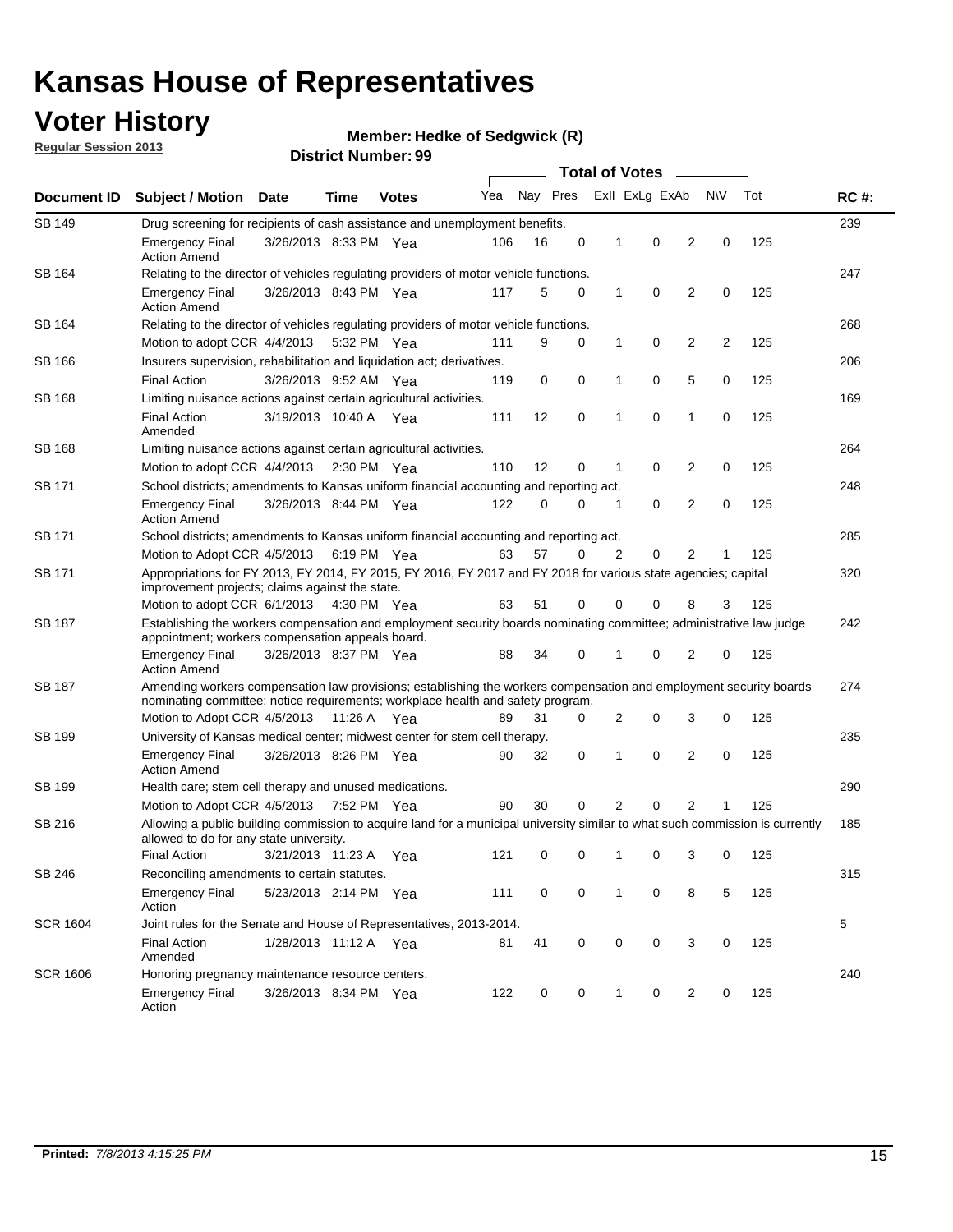# Kansas House of Representatives

## Voter History

**Regular Session 2013**

**Member: Hedke of Sedgwick (R)**

**District Number: 99**

| Document ID | Subject / Motion | Date | Time | Votes | Yea | Nay | Pres | ExII | ExLg | ExAb | N\V | Tot | RC #: |
|---|---|---|---|---|---|---|---|---|---|---|---|---|---|
| SB 149 | Drug screening for recipients of cash assistance and unemployment benefits. | | | | | | | | | | | | 239 |
| | Emergency Final Action Amend | 3/26/2013 | 8:33 PM | Yea | 106 | 16 | 0 | 1 | 0 | 2 | 0 | 125 | |
| SB 164 | Relating to the director of vehicles regulating providers of motor vehicle functions. | | | | | | | | | | | | 247 |
| | Emergency Final Action Amend | 3/26/2013 | 8:43 PM | Yea | 117 | 5 | 0 | 1 | 0 | 2 | 0 | 125 | |
| SB 164 | Relating to the director of vehicles regulating providers of motor vehicle functions. | | | | | | | | | | | | 268 |
| | Motion to adopt CCR | 4/4/2013 | 5:32 PM | Yea | 111 | 9 | 0 | 1 | 0 | 2 | 2 | 125 | |
| SB 166 | Insurers supervision, rehabilitation and liquidation act; derivatives. | | | | | | | | | | | | 206 |
| | Final Action | 3/26/2013 | 9:52 AM | Yea | 119 | 0 | 0 | 1 | 0 | 5 | 0 | 125 | |
| SB 168 | Limiting nuisance actions against certain agricultural activities. | | | | | | | | | | | | 169 |
| | Final Action Amended | 3/19/2013 | 10:40 A | Yea | 111 | 12 | 0 | 1 | 0 | 1 | 0 | 125 | |
| SB 168 | Limiting nuisance actions against certain agricultural activities. | | | | | | | | | | | | 264 |
| | Motion to adopt CCR | 4/4/2013 | 2:30 PM | Yea | 110 | 12 | 0 | 1 | 0 | 2 | 0 | 125 | |
| SB 171 | School districts; amendments to Kansas uniform financial accounting and reporting act. | | | | | | | | | | | | 248 |
| | Emergency Final Action Amend | 3/26/2013 | 8:44 PM | Yea | 122 | 0 | 0 | 1 | 0 | 2 | 0 | 125 | |
| SB 171 | School districts; amendments to Kansas uniform financial accounting and reporting act. | | | | | | | | | | | | 285 |
| | Motion to Adopt CCR | 4/5/2013 | 6:19 PM | Yea | 63 | 57 | 0 | 2 | 0 | 2 | 1 | 125 | |
| SB 171 | Appropriations for FY 2013, FY 2014, FY 2015, FY 2016, FY 2017 and FY 2018 for various state agencies; capital improvement projects; claims against the state. | | | | | | | | | | | | 320 |
| | Motion to adopt CCR | 6/1/2013 | 4:30 PM | Yea | 63 | 51 | 0 | 0 | 0 | 8 | 3 | 125 | |
| SB 187 | Establishing the workers compensation and employment security boards nominating committee; administrative law judge appointment; workers compensation appeals board. | | | | | | | | | | | | 242 |
| | Emergency Final Action Amend | 3/26/2013 | 8:37 PM | Yea | 88 | 34 | 0 | 1 | 0 | 2 | 0 | 125 | |
| SB 187 | Amending workers compensation law provisions; establishing the workers compensation and employment security boards nominating committee; notice requirements; workplace health and safety program. | | | | | | | | | | | | 274 |
| | Motion to Adopt CCR | 4/5/2013 | 11:26 A | Yea | 89 | 31 | 0 | 2 | 0 | 3 | 0 | 125 | |
| SB 199 | University of Kansas medical center; midwest center for stem cell therapy. | | | | | | | | | | | | 235 |
| | Emergency Final Action Amend | 3/26/2013 | 8:26 PM | Yea | 90 | 32 | 0 | 1 | 0 | 2 | 0 | 125 | |
| SB 199 | Health care; stem cell therapy and unused medications. | | | | | | | | | | | | 290 |
| | Motion to Adopt CCR | 4/5/2013 | 7:52 PM | Yea | 90 | 30 | 0 | 2 | 0 | 2 | 1 | 125 | |
| SB 216 | Allowing a public building commission to acquire land for a municipal university similar to what such commission is currently allowed to do for any state university. | | | | | | | | | | | | 185 |
| | Final Action | 3/21/2013 | 11:23 A | Yea | 121 | 0 | 0 | 1 | 0 | 3 | 0 | 125 | |
| SB 246 | Reconciling amendments to certain statutes. | | | | | | | | | | | | 315 |
| | Emergency Final Action | 5/23/2013 | 2:14 PM | Yea | 111 | 0 | 0 | 1 | 0 | 8 | 5 | 125 | |
| SCR 1604 | Joint rules for the Senate and House of Representatives, 2013-2014. | | | | | | | | | | | | 5 |
| | Final Action Amended | 1/28/2013 | 11:12 A | Yea | 81 | 41 | 0 | 0 | 0 | 3 | 0 | 125 | |
| SCR 1606 | Honoring pregnancy maintenance resource centers. | | | | | | | | | | | | 240 |
| | Emergency Final Action | 3/26/2013 | 8:34 PM | Yea | 122 | 0 | 0 | 1 | 0 | 2 | 0 | 125 | |

**Printed:** *7/8/2013 4:15:25 PM*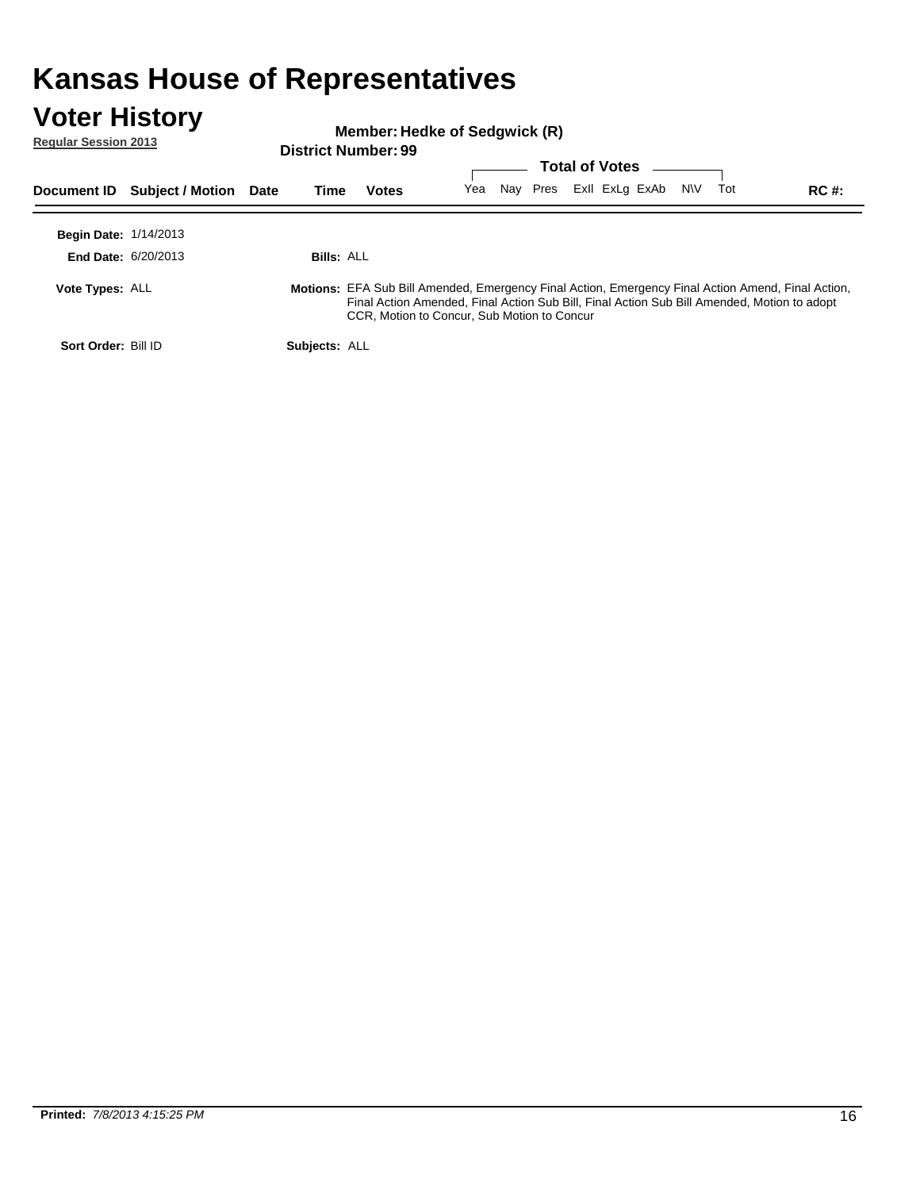# Kansas House of Representatives

## Voter History

**Regular Session 2013**

**Member:** Hedke of Sedgwick (R)

**District Number:** 99

| Document ID | Subject / Motion | Date | Time | Votes | Yea | Nay | Pres | ExII | ExLg | ExAb | N\V | Tot | RC #: |
|---|---|---|---|---|---|---|---|---|---|---|---|---|---|

**Begin Date:** 1/14/2013

**End Date:** 6/20/2013

**Bills:** ALL

**Vote Types:** ALL

**Motions:** EFA Sub Bill Amended, Emergency Final Action, Emergency Final Action Amend, Final Action, Final Action Amended, Final Action Sub Bill, Final Action Sub Bill Amended, Motion to adopt CCR, Motion to Concur, Sub Motion to Concur

**Sort Order:** Bill ID

**Subjects:** ALL

**Printed:** *7/8/2013 4:15:25 PM*